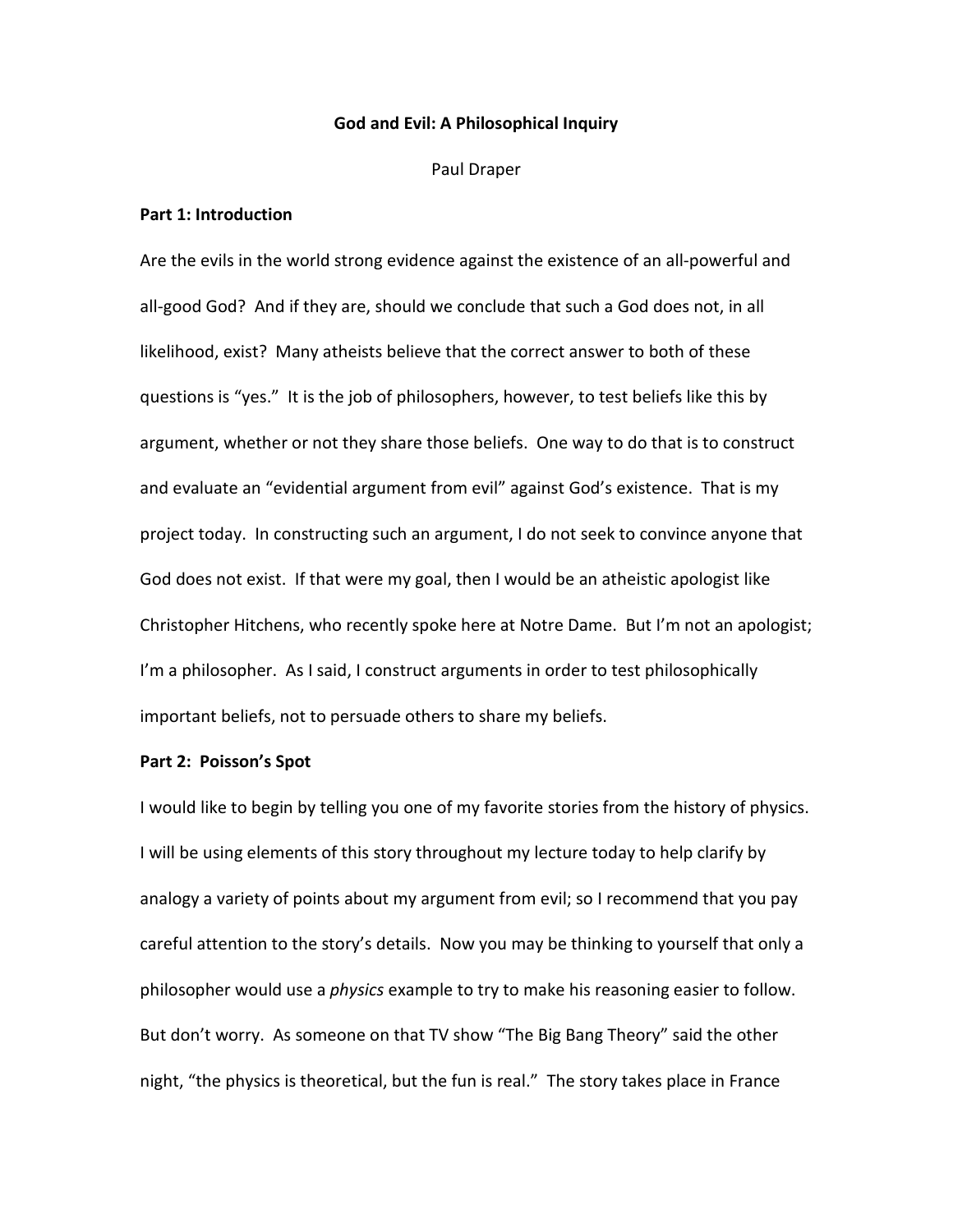# God and Evil: A Philosophical Inquiry

Paul Draper

## Part 1: Introduction

Are the evils in the world strong evidence against the existence of an all-powerful and all-good God? And if they are, should we conclude that such a God does not, in all likelihood, exist? Many atheists believe that the correct answer to both of these questions is "yes." It is the job of philosophers, however, to test beliefs like this by argument, whether or not they share those beliefs. One way to do that is to construct and evaluate an "evidential argument from evil" against God's existence. That is my project today. In constructing such an argument, I do not seek to convince anyone that God does not exist. If that were my goal, then I would be an atheistic apologist like Christopher Hitchens, who recently spoke here at Notre Dame. But I'm not an apologist; I'm a philosopher. As I said, I construct arguments in order to test philosophically important beliefs, not to persuade others to share my beliefs.

## Part 2: Poisson's Spot

I would like to begin by telling you one of my favorite stories from the history of physics. I will be using elements of this story throughout my lecture today to help clarify by analogy a variety of points about my argument from evil; so I recommend that you pay careful attention to the story's details. Now you may be thinking to yourself that only a philosopher would use a *physics* example to try to make his reasoning easier to follow. But don't worry. As someone on that TV show "The Big Bang Theory" said the other night, "the physics is theoretical, but the fun is real." The story takes place in France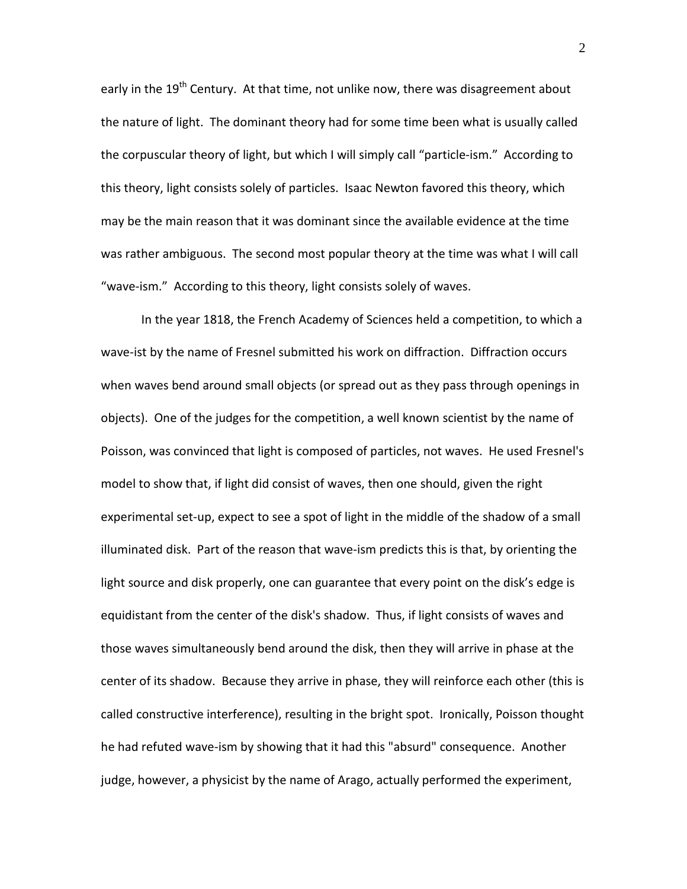early in the 19th Century. At that time, not unlike now, there was disagreement about the nature of light. The dominant theory had for some time been what is usually called the corpuscular theory of light, but which I will simply call "particle-ism." According to this theory, light consists solely of particles. Isaac Newton favored this theory, which may be the main reason that it was dominant since the available evidence at the time was rather ambiguous. The second most popular theory at the time was what I will call "wave-ism." According to this theory, light consists solely of waves.

In the year 1818, the French Academy of Sciences held a competition, to which a wave-ist by the name of Fresnel submitted his work on diffraction. Diffraction occurs when waves bend around small objects (or spread out as they pass through openings in objects). One of the judges for the competition, a well known scientist by the name of Poisson, was convinced that light is composed of particles, not waves. He used Fresnel's model to show that, if light did consist of waves, then one should, given the right experimental set-up, expect to see a spot of light in the middle of the shadow of a small illuminated disk. Part of the reason that wave-ism predicts this is that, by orienting the light source and disk properly, one can guarantee that every point on the disk's edge is equidistant from the center of the disk's shadow. Thus, if light consists of waves and those waves simultaneously bend around the disk, then they will arrive in phase at the center of its shadow. Because they arrive in phase, they will reinforce each other (this is called constructive interference), resulting in the bright spot. Ironically, Poisson thought he had refuted wave-ism by showing that it had this "absurd" consequence. Another judge, however, a physicist by the name of Arago, actually performed the experiment,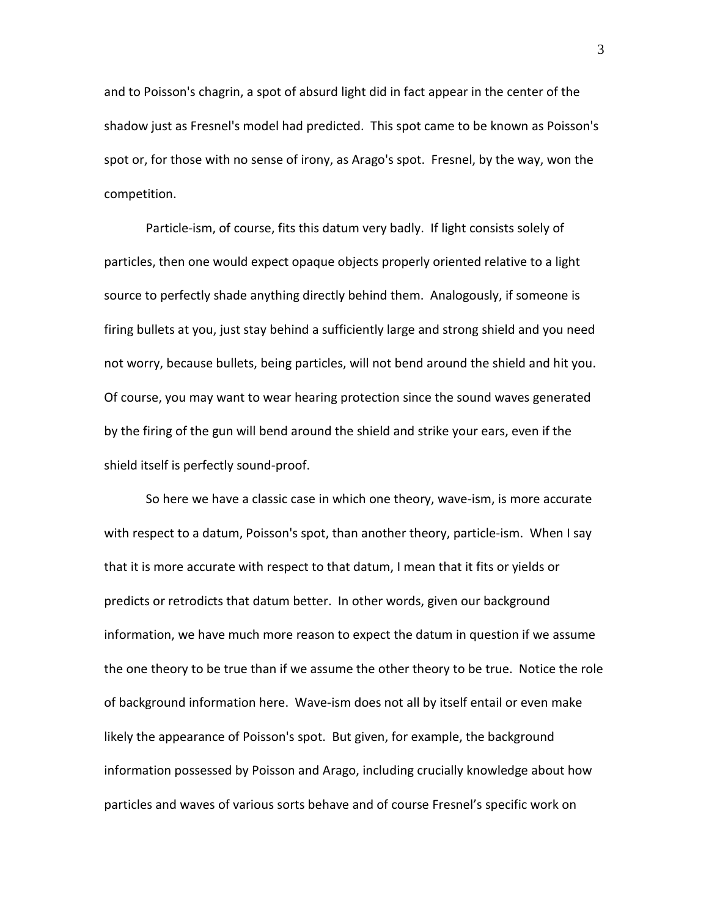and to Poisson's chagrin, a spot of absurd light did in fact appear in the center of the shadow just as Fresnel's model had predicted. This spot came to be known as Poisson's spot or, for those with no sense of irony, as Arago's spot. Fresnel, by the way, won the competition.

Particle-ism, of course, fits this datum very badly. If light consists solely of particles, then one would expect opaque objects properly oriented relative to a light source to perfectly shade anything directly behind them. Analogously, if someone is firing bullets at you, just stay behind a sufficiently large and strong shield and you need not worry, because bullets, being particles, will not bend around the shield and hit you. Of course, you may want to wear hearing protection since the sound waves generated by the firing of the gun will bend around the shield and strike your ears, even if the shield itself is perfectly sound-proof.

So here we have a classic case in which one theory, wave-ism, is more accurate with respect to a datum, Poisson's spot, than another theory, particle-ism. When I say that it is more accurate with respect to that datum, I mean that it fits or yields or predicts or retrodicts that datum better. In other words, given our background information, we have much more reason to expect the datum in question if we assume the one theory to be true than if we assume the other theory to be true. Notice the role of background information here. Wave-ism does not all by itself entail or even make likely the appearance of Poisson's spot. But given, for example, the background information possessed by Poisson and Arago, including crucially knowledge about how particles and waves of various sorts behave and of course Fresnel's specific work on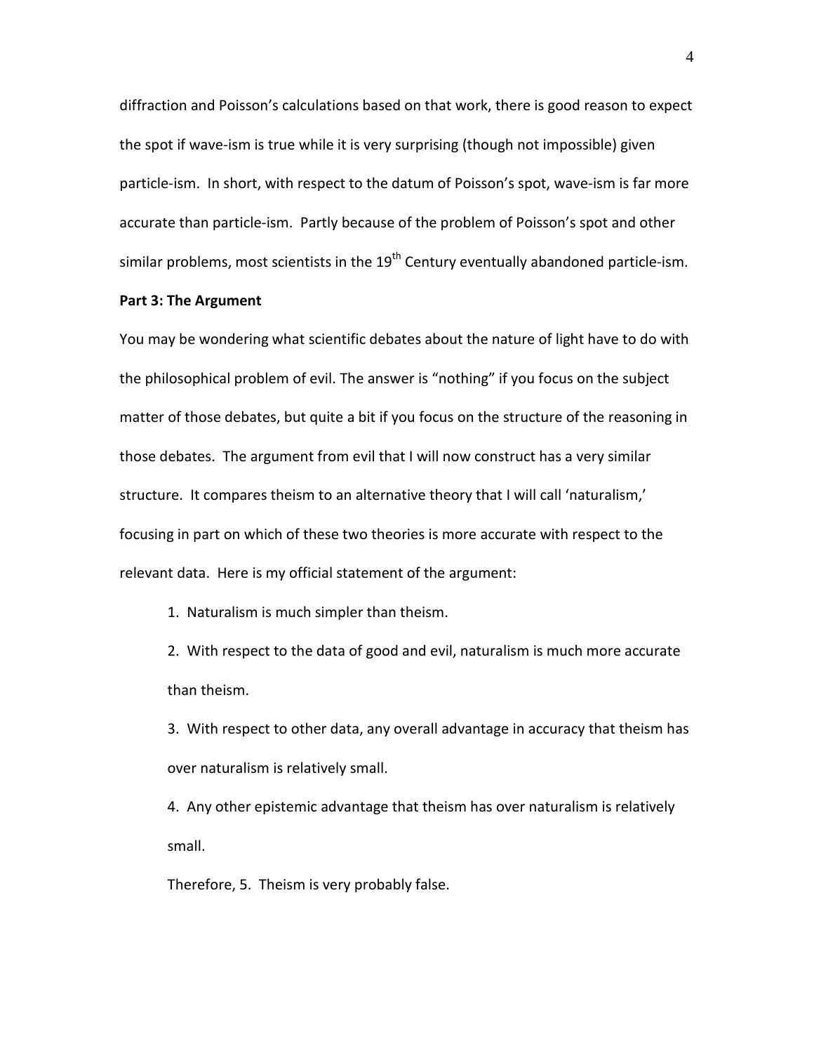diffraction and Poisson's calculations based on that work, there is good reason to expect the spot if wave-ism is true while it is very surprising (though not impossible) given particle-ism. In short, with respect to the datum of Poisson's spot, wave-ism is far more accurate than particle-ism. Partly because of the problem of Poisson's spot and other similar problems, most scientists in the 19th Century eventually abandoned particle-ism.

**Part 3: The Argument**

You may be wondering what scientific debates about the nature of light have to do with the philosophical problem of evil. The answer is "nothing" if you focus on the subject matter of those debates, but quite a bit if you focus on the structure of the reasoning in those debates. The argument from evil that I will now construct has a very similar structure. It compares theism to an alternative theory that I will call 'naturalism,' focusing in part on which of these two theories is more accurate with respect to the relevant data. Here is my official statement of the argument:

1. Naturalism is much simpler than theism.

2. With respect to the data of good and evil, naturalism is much more accurate than theism.

3. With respect to other data, any overall advantage in accuracy that theism has over naturalism is relatively small.

4. Any other epistemic advantage that theism has over naturalism is relatively small.

Therefore, 5. Theism is very probably false.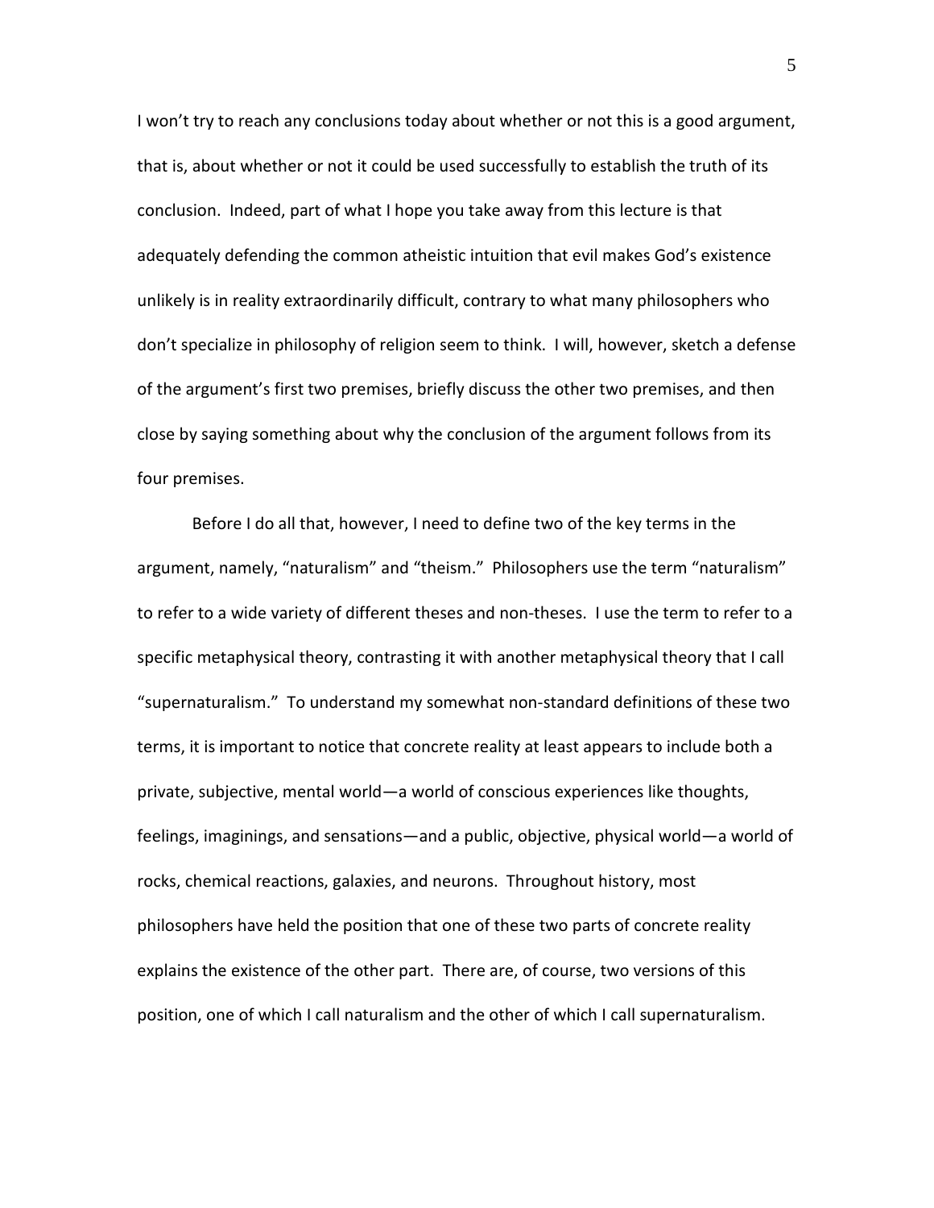I won't try to reach any conclusions today about whether or not this is a good argument, that is, about whether or not it could be used successfully to establish the truth of its conclusion. Indeed, part of what I hope you take away from this lecture is that adequately defending the common atheistic intuition that evil makes God's existence unlikely is in reality extraordinarily difficult, contrary to what many philosophers who don't specialize in philosophy of religion seem to think. I will, however, sketch a defense of the argument's first two premises, briefly discuss the other two premises, and then close by saying something about why the conclusion of the argument follows from its four premises.

Before I do all that, however, I need to define two of the key terms in the argument, namely, "naturalism" and "theism." Philosophers use the term "naturalism" to refer to a wide variety of different theses and non-theses. I use the term to refer to a specific metaphysical theory, contrasting it with another metaphysical theory that I call "supernaturalism." To understand my somewhat non-standard definitions of these two terms, it is important to notice that concrete reality at least appears to include both a private, subjective, mental world—a world of conscious experiences like thoughts, feelings, imaginings, and sensations—and a public, objective, physical world—a world of rocks, chemical reactions, galaxies, and neurons. Throughout history, most philosophers have held the position that one of these two parts of concrete reality explains the existence of the other part. There are, of course, two versions of this position, one of which I call naturalism and the other of which I call supernaturalism.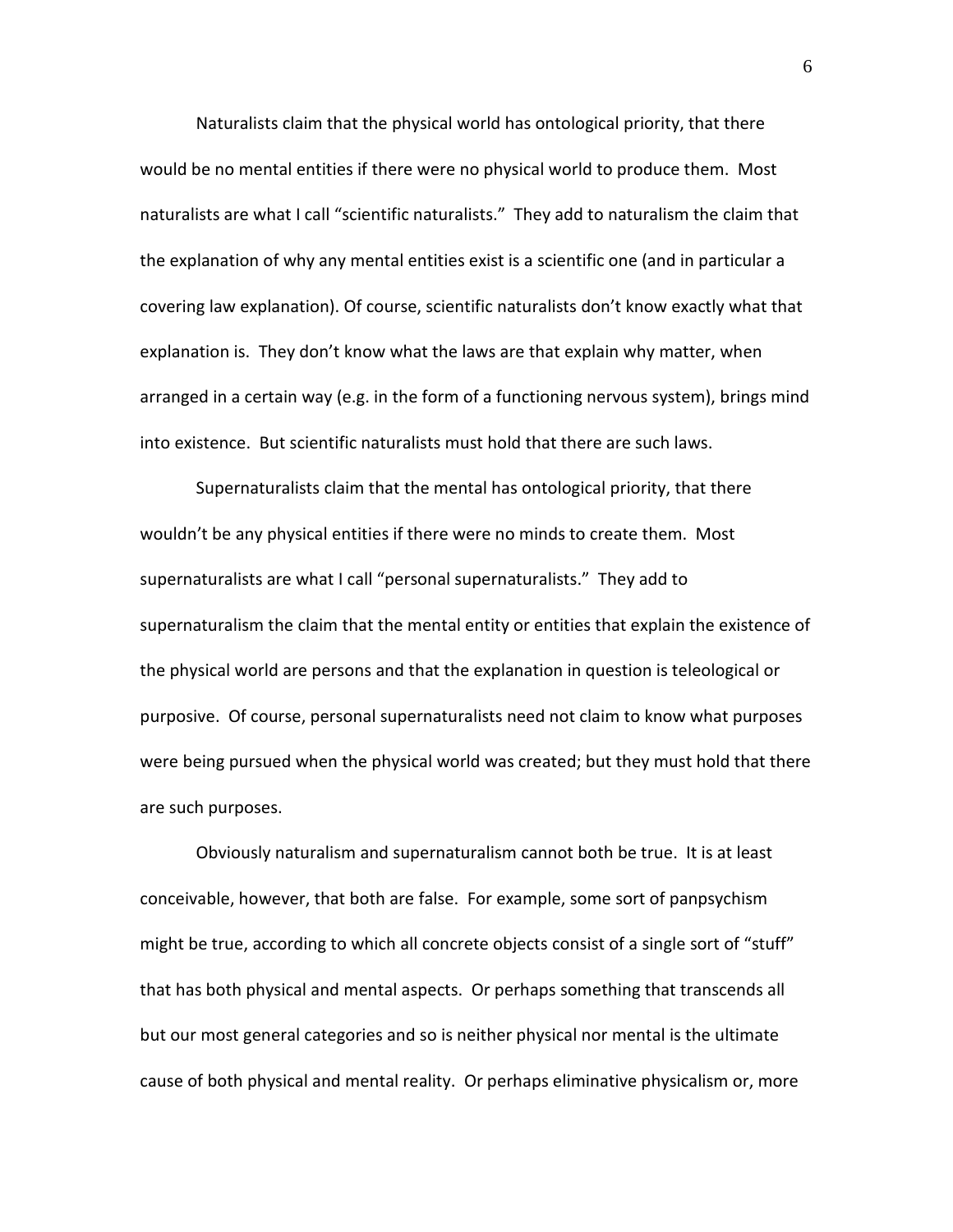Naturalists claim that the physical world has ontological priority, that there would be no mental entities if there were no physical world to produce them. Most naturalists are what I call "scientific naturalists." They add to naturalism the claim that the explanation of why any mental entities exist is a scientific one (and in particular a covering law explanation). Of course, scientific naturalists don't know exactly what that explanation is. They don't know what the laws are that explain why matter, when arranged in a certain way (e.g. in the form of a functioning nervous system), brings mind into existence. But scientific naturalists must hold that there are such laws.

Supernaturalists claim that the mental has ontological priority, that there wouldn't be any physical entities if there were no minds to create them. Most supernaturalists are what I call "personal supernaturalists." They add to supernaturalism the claim that the mental entity or entities that explain the existence of the physical world are persons and that the explanation in question is teleological or purposive. Of course, personal supernaturalists need not claim to know what purposes were being pursued when the physical world was created; but they must hold that there are such purposes.

Obviously naturalism and supernaturalism cannot both be true. It is at least conceivable, however, that both are false. For example, some sort of panpsychism might be true, according to which all concrete objects consist of a single sort of "stuff" that has both physical and mental aspects. Or perhaps something that transcends all but our most general categories and so is neither physical nor mental is the ultimate cause of both physical and mental reality. Or perhaps eliminative physicalism or, more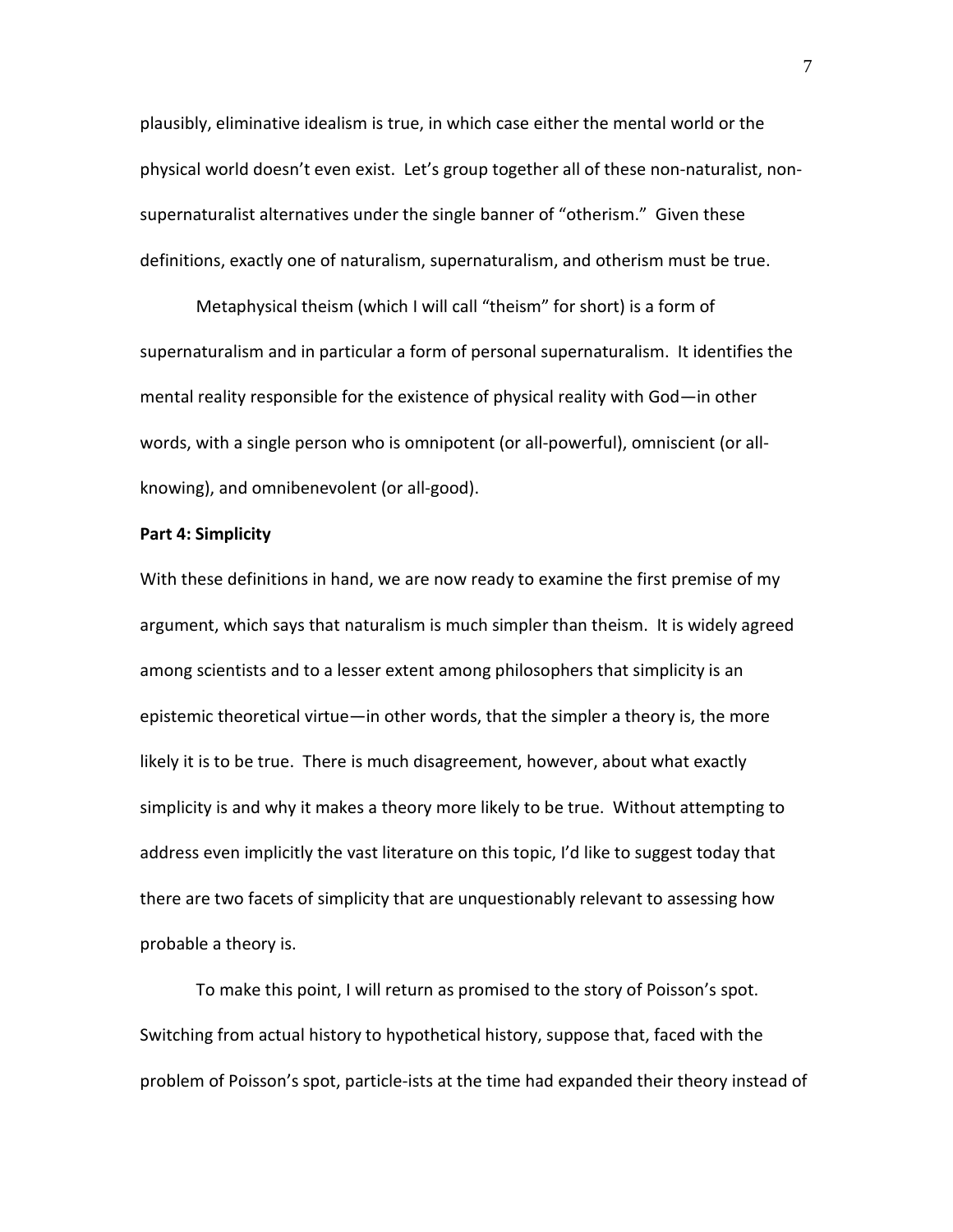plausibly, eliminative idealism is true, in which case either the mental world or the physical world doesn't even exist. Let's group together all of these non-naturalist, non-supernaturalist alternatives under the single banner of "otherism." Given these definitions, exactly one of naturalism, supernaturalism, and otherism must be true.

Metaphysical theism (which I will call "theism" for short) is a form of supernaturalism and in particular a form of personal supernaturalism. It identifies the mental reality responsible for the existence of physical reality with God—in other words, with a single person who is omnipotent (or all-powerful), omniscient (or all-knowing), and omnibenevolent (or all-good).

**Part 4: Simplicity**

With these definitions in hand, we are now ready to examine the first premise of my argument, which says that naturalism is much simpler than theism. It is widely agreed among scientists and to a lesser extent among philosophers that simplicity is an epistemic theoretical virtue—in other words, that the simpler a theory is, the more likely it is to be true. There is much disagreement, however, about what exactly simplicity is and why it makes a theory more likely to be true. Without attempting to address even implicitly the vast literature on this topic, I'd like to suggest today that there are two facets of simplicity that are unquestionably relevant to assessing how probable a theory is.

To make this point, I will return as promised to the story of Poisson's spot. Switching from actual history to hypothetical history, suppose that, faced with the problem of Poisson's spot, particle-ists at the time had expanded their theory instead of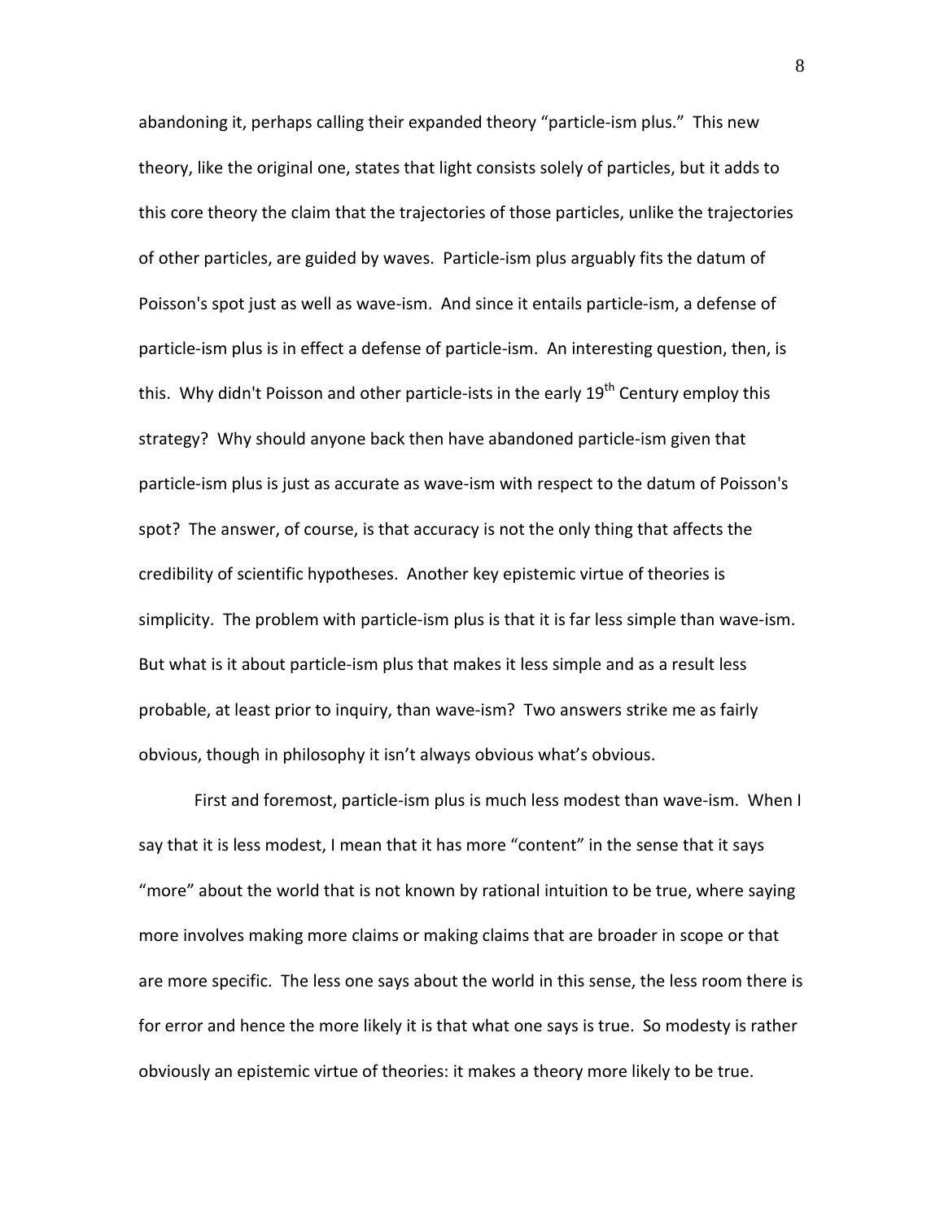abandoning it, perhaps calling their expanded theory "particle-ism plus." This new theory, like the original one, states that light consists solely of particles, but it adds to this core theory the claim that the trajectories of those particles, unlike the trajectories of other particles, are guided by waves. Particle-ism plus arguably fits the datum of Poisson's spot just as well as wave-ism. And since it entails particle-ism, a defense of particle-ism plus is in effect a defense of particle-ism. An interesting question, then, is this. Why didn't Poisson and other particle-ists in the early 19th Century employ this strategy? Why should anyone back then have abandoned particle-ism given that particle-ism plus is just as accurate as wave-ism with respect to the datum of Poisson's spot? The answer, of course, is that accuracy is not the only thing that affects the credibility of scientific hypotheses. Another key epistemic virtue of theories is simplicity. The problem with particle-ism plus is that it is far less simple than wave-ism. But what is it about particle-ism plus that makes it less simple and as a result less probable, at least prior to inquiry, than wave-ism? Two answers strike me as fairly obvious, though in philosophy it isn't always obvious what's obvious.

First and foremost, particle-ism plus is much less modest than wave-ism. When I say that it is less modest, I mean that it has more "content" in the sense that it says "more" about the world that is not known by rational intuition to be true, where saying more involves making more claims or making claims that are broader in scope or that are more specific. The less one says about the world in this sense, the less room there is for error and hence the more likely it is that what one says is true. So modesty is rather obviously an epistemic virtue of theories: it makes a theory more likely to be true.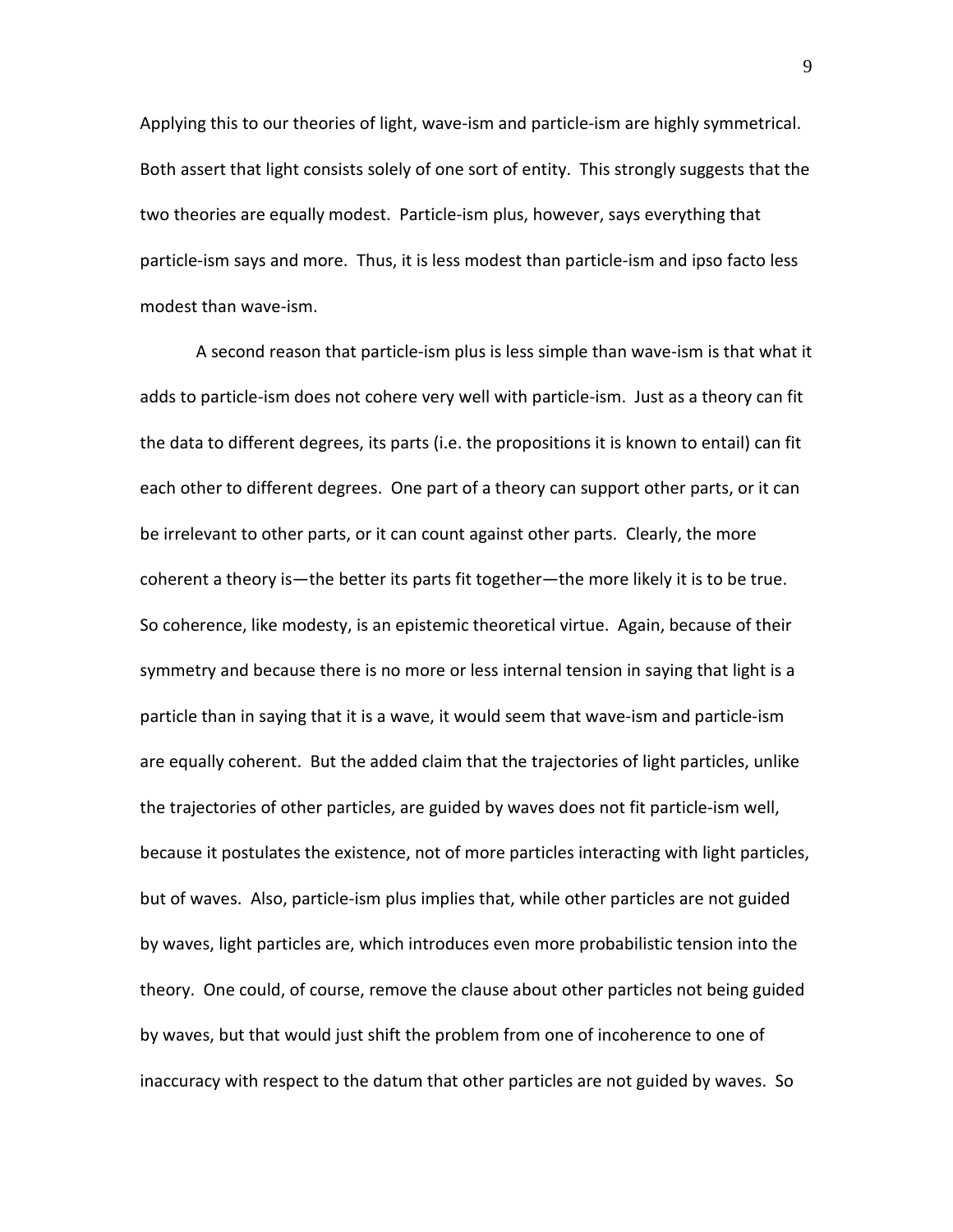Applying this to our theories of light, wave-ism and particle-ism are highly symmetrical. Both assert that light consists solely of one sort of entity. This strongly suggests that the two theories are equally modest. Particle-ism plus, however, says everything that particle-ism says and more. Thus, it is less modest than particle-ism and ipso facto less modest than wave-ism.

A second reason that particle-ism plus is less simple than wave-ism is that what it adds to particle-ism does not cohere very well with particle-ism. Just as a theory can fit the data to different degrees, its parts (i.e. the propositions it is known to entail) can fit each other to different degrees. One part of a theory can support other parts, or it can be irrelevant to other parts, or it can count against other parts. Clearly, the more coherent a theory is—the better its parts fit together—the more likely it is to be true. So coherence, like modesty, is an epistemic theoretical virtue. Again, because of their symmetry and because there is no more or less internal tension in saying that light is a particle than in saying that it is a wave, it would seem that wave-ism and particle-ism are equally coherent. But the added claim that the trajectories of light particles, unlike the trajectories of other particles, are guided by waves does not fit particle-ism well, because it postulates the existence, not of more particles interacting with light particles, but of waves. Also, particle-ism plus implies that, while other particles are not guided by waves, light particles are, which introduces even more probabilistic tension into the theory. One could, of course, remove the clause about other particles not being guided by waves, but that would just shift the problem from one of incoherence to one of inaccuracy with respect to the datum that other particles are not guided by waves. So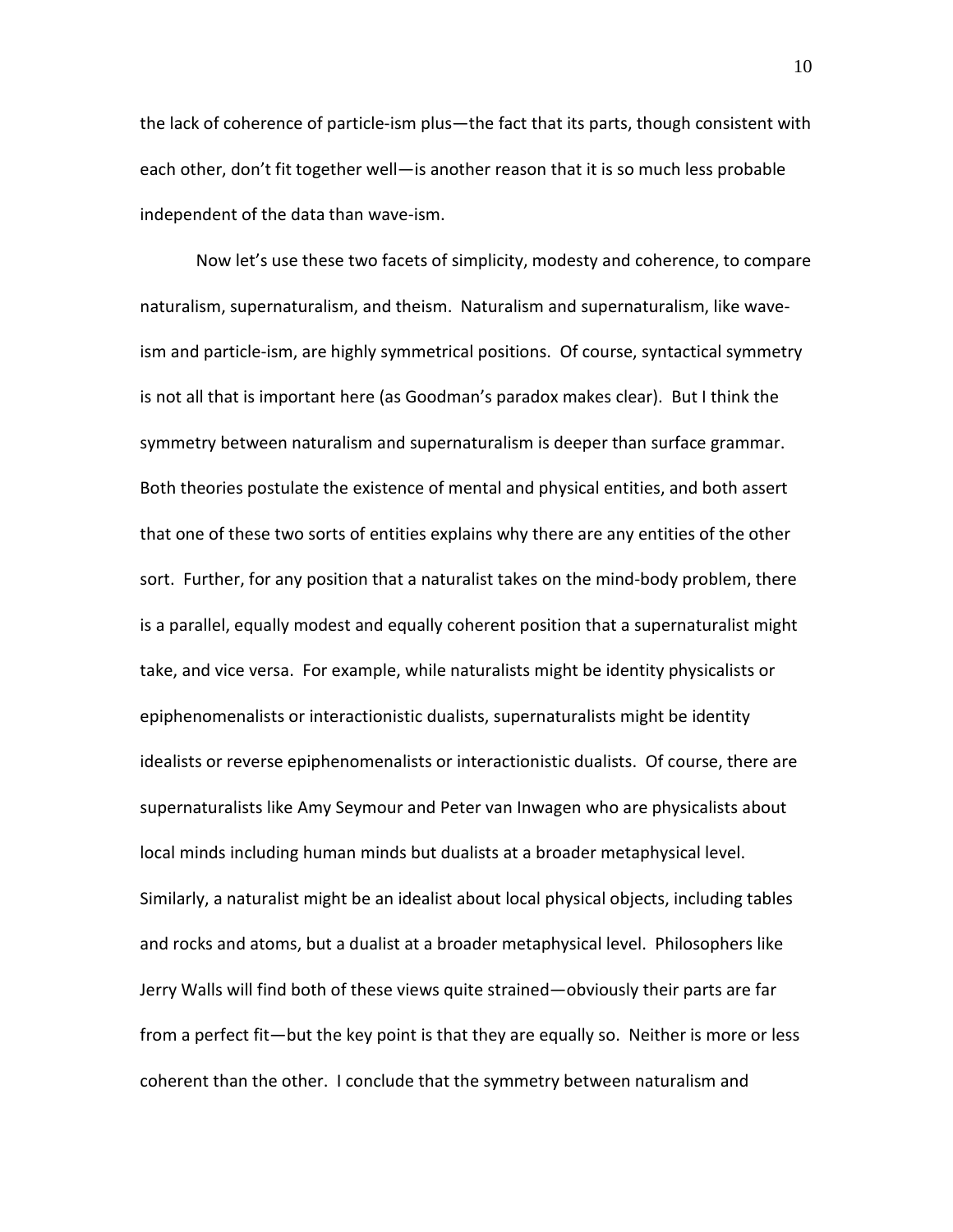the lack of coherence of particle-ism plus—the fact that its parts, though consistent with each other, don't fit together well—is another reason that it is so much less probable independent of the data than wave-ism.

Now let's use these two facets of simplicity, modesty and coherence, to compare naturalism, supernaturalism, and theism. Naturalism and supernaturalism, like wave-ism and particle-ism, are highly symmetrical positions. Of course, syntactical symmetry is not all that is important here (as Goodman's paradox makes clear). But I think the symmetry between naturalism and supernaturalism is deeper than surface grammar. Both theories postulate the existence of mental and physical entities, and both assert that one of these two sorts of entities explains why there are any entities of the other sort. Further, for any position that a naturalist takes on the mind-body problem, there is a parallel, equally modest and equally coherent position that a supernaturalist might take, and vice versa. For example, while naturalists might be identity physicalists or epiphenomenalists or interactionistic dualists, supernaturalists might be identity idealists or reverse epiphenomenalists or interactionistic dualists. Of course, there are supernaturalists like Amy Seymour and Peter van Inwagen who are physicalists about local minds including human minds but dualists at a broader metaphysical level. Similarly, a naturalist might be an idealist about local physical objects, including tables and rocks and atoms, but a dualist at a broader metaphysical level. Philosophers like Jerry Walls will find both of these views quite strained—obviously their parts are far from a perfect fit—but the key point is that they are equally so. Neither is more or less coherent than the other. I conclude that the symmetry between naturalism and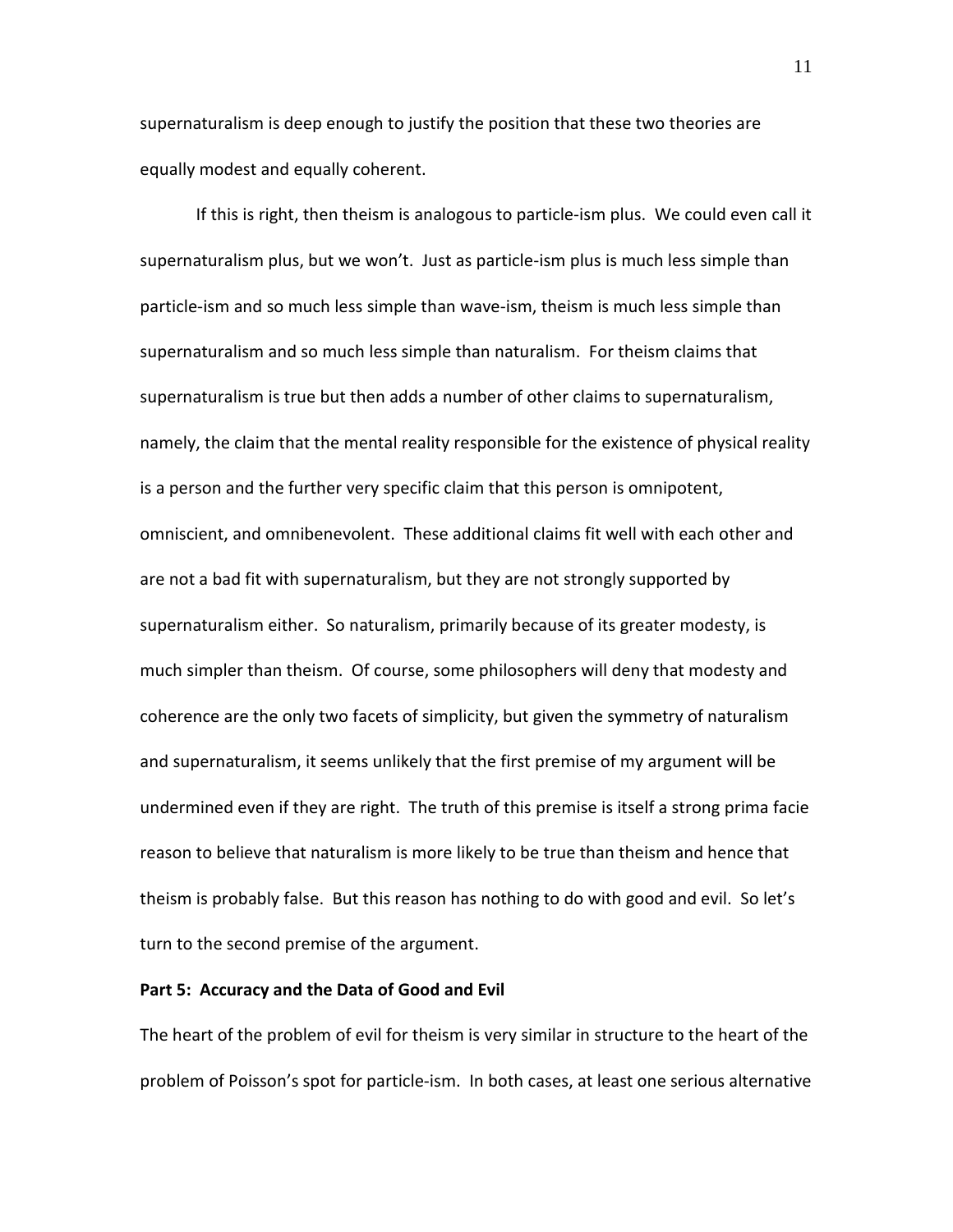supernaturalism is deep enough to justify the position that these two theories are equally modest and equally coherent.

If this is right, then theism is analogous to particle-ism plus. We could even call it supernaturalism plus, but we won't. Just as particle-ism plus is much less simple than particle-ism and so much less simple than wave-ism, theism is much less simple than supernaturalism and so much less simple than naturalism. For theism claims that supernaturalism is true but then adds a number of other claims to supernaturalism, namely, the claim that the mental reality responsible for the existence of physical reality is a person and the further very specific claim that this person is omnipotent, omniscient, and omnibenevolent. These additional claims fit well with each other and are not a bad fit with supernaturalism, but they are not strongly supported by supernaturalism either. So naturalism, primarily because of its greater modesty, is much simpler than theism. Of course, some philosophers will deny that modesty and coherence are the only two facets of simplicity, but given the symmetry of naturalism and supernaturalism, it seems unlikely that the first premise of my argument will be undermined even if they are right. The truth of this premise is itself a strong prima facie reason to believe that naturalism is more likely to be true than theism and hence that theism is probably false. But this reason has nothing to do with good and evil. So let's turn to the second premise of the argument.

**Part 5: Accuracy and the Data of Good and Evil**

The heart of the problem of evil for theism is very similar in structure to the heart of the problem of Poisson's spot for particle-ism. In both cases, at least one serious alternative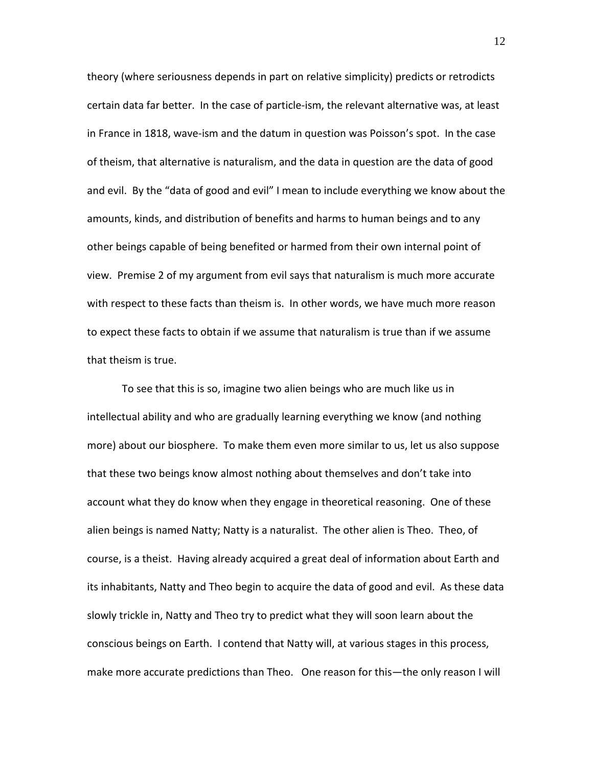theory (where seriousness depends in part on relative simplicity) predicts or retrodicts certain data far better. In the case of particle-ism, the relevant alternative was, at least in France in 1818, wave-ism and the datum in question was Poisson's spot. In the case of theism, that alternative is naturalism, and the data in question are the data of good and evil. By the "data of good and evil" I mean to include everything we know about the amounts, kinds, and distribution of benefits and harms to human beings and to any other beings capable of being benefited or harmed from their own internal point of view. Premise 2 of my argument from evil says that naturalism is much more accurate with respect to these facts than theism is. In other words, we have much more reason to expect these facts to obtain if we assume that naturalism is true than if we assume that theism is true.

To see that this is so, imagine two alien beings who are much like us in intellectual ability and who are gradually learning everything we know (and nothing more) about our biosphere. To make them even more similar to us, let us also suppose that these two beings know almost nothing about themselves and don't take into account what they do know when they engage in theoretical reasoning. One of these alien beings is named Natty; Natty is a naturalist. The other alien is Theo. Theo, of course, is a theist. Having already acquired a great deal of information about Earth and its inhabitants, Natty and Theo begin to acquire the data of good and evil. As these data slowly trickle in, Natty and Theo try to predict what they will soon learn about the conscious beings on Earth. I contend that Natty will, at various stages in this process, make more accurate predictions than Theo. One reason for this—the only reason I will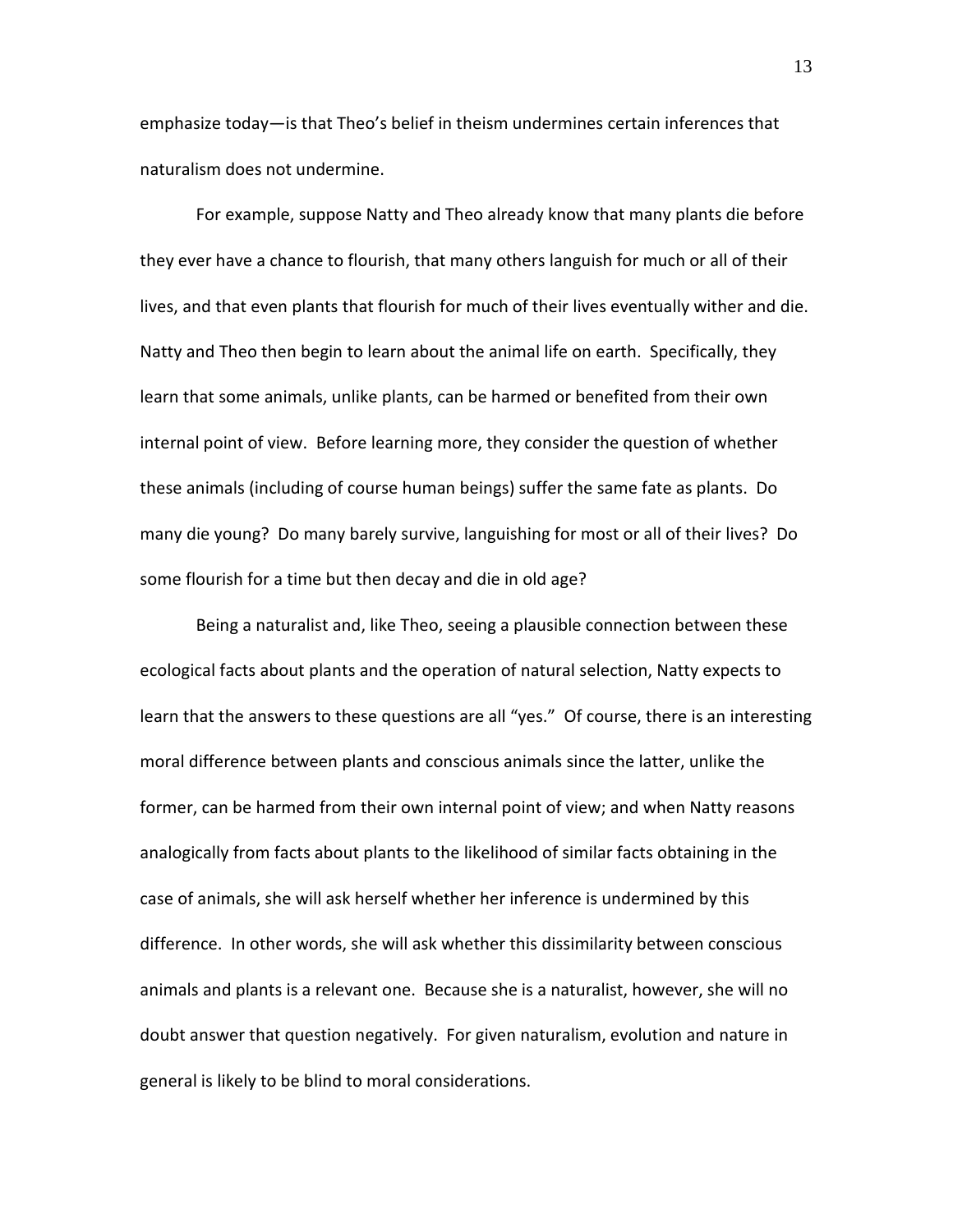emphasize today—is that Theo's belief in theism undermines certain inferences that naturalism does not undermine.

For example, suppose Natty and Theo already know that many plants die before they ever have a chance to flourish, that many others languish for much or all of their lives, and that even plants that flourish for much of their lives eventually wither and die. Natty and Theo then begin to learn about the animal life on earth. Specifically, they learn that some animals, unlike plants, can be harmed or benefited from their own internal point of view. Before learning more, they consider the question of whether these animals (including of course human beings) suffer the same fate as plants. Do many die young? Do many barely survive, languishing for most or all of their lives? Do some flourish for a time but then decay and die in old age?

Being a naturalist and, like Theo, seeing a plausible connection between these ecological facts about plants and the operation of natural selection, Natty expects to learn that the answers to these questions are all "yes." Of course, there is an interesting moral difference between plants and conscious animals since the latter, unlike the former, can be harmed from their own internal point of view; and when Natty reasons analogically from facts about plants to the likelihood of similar facts obtaining in the case of animals, she will ask herself whether her inference is undermined by this difference. In other words, she will ask whether this dissimilarity between conscious animals and plants is a relevant one. Because she is a naturalist, however, she will no doubt answer that question negatively. For given naturalism, evolution and nature in general is likely to be blind to moral considerations.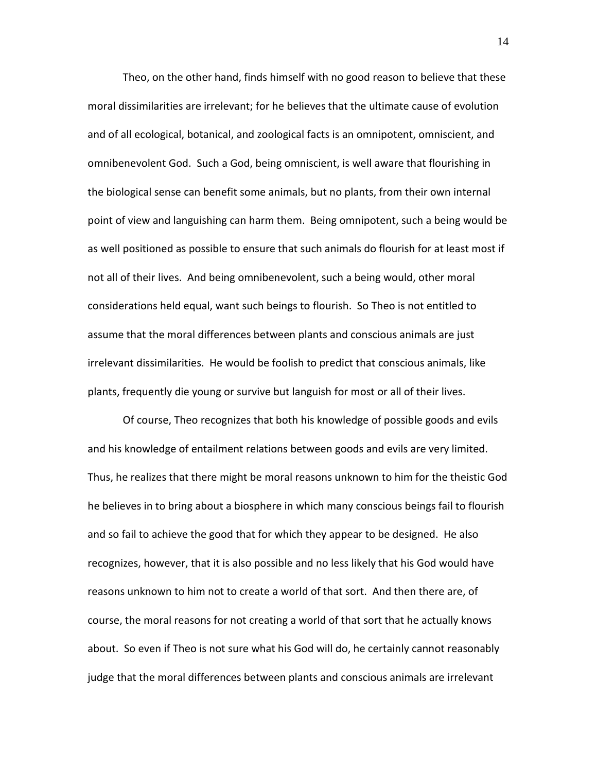Theo, on the other hand, finds himself with no good reason to believe that these moral dissimilarities are irrelevant; for he believes that the ultimate cause of evolution and of all ecological, botanical, and zoological facts is an omnipotent, omniscient, and omnibenevolent God. Such a God, being omniscient, is well aware that flourishing in the biological sense can benefit some animals, but no plants, from their own internal point of view and languishing can harm them. Being omnipotent, such a being would be as well positioned as possible to ensure that such animals do flourish for at least most if not all of their lives. And being omnibenevolent, such a being would, other moral considerations held equal, want such beings to flourish. So Theo is not entitled to assume that the moral differences between plants and conscious animals are just irrelevant dissimilarities. He would be foolish to predict that conscious animals, like plants, frequently die young or survive but languish for most or all of their lives.

Of course, Theo recognizes that both his knowledge of possible goods and evils and his knowledge of entailment relations between goods and evils are very limited. Thus, he realizes that there might be moral reasons unknown to him for the theistic God he believes in to bring about a biosphere in which many conscious beings fail to flourish and so fail to achieve the good that for which they appear to be designed. He also recognizes, however, that it is also possible and no less likely that his God would have reasons unknown to him not to create a world of that sort. And then there are, of course, the moral reasons for not creating a world of that sort that he actually knows about. So even if Theo is not sure what his God will do, he certainly cannot reasonably judge that the moral differences between plants and conscious animals are irrelevant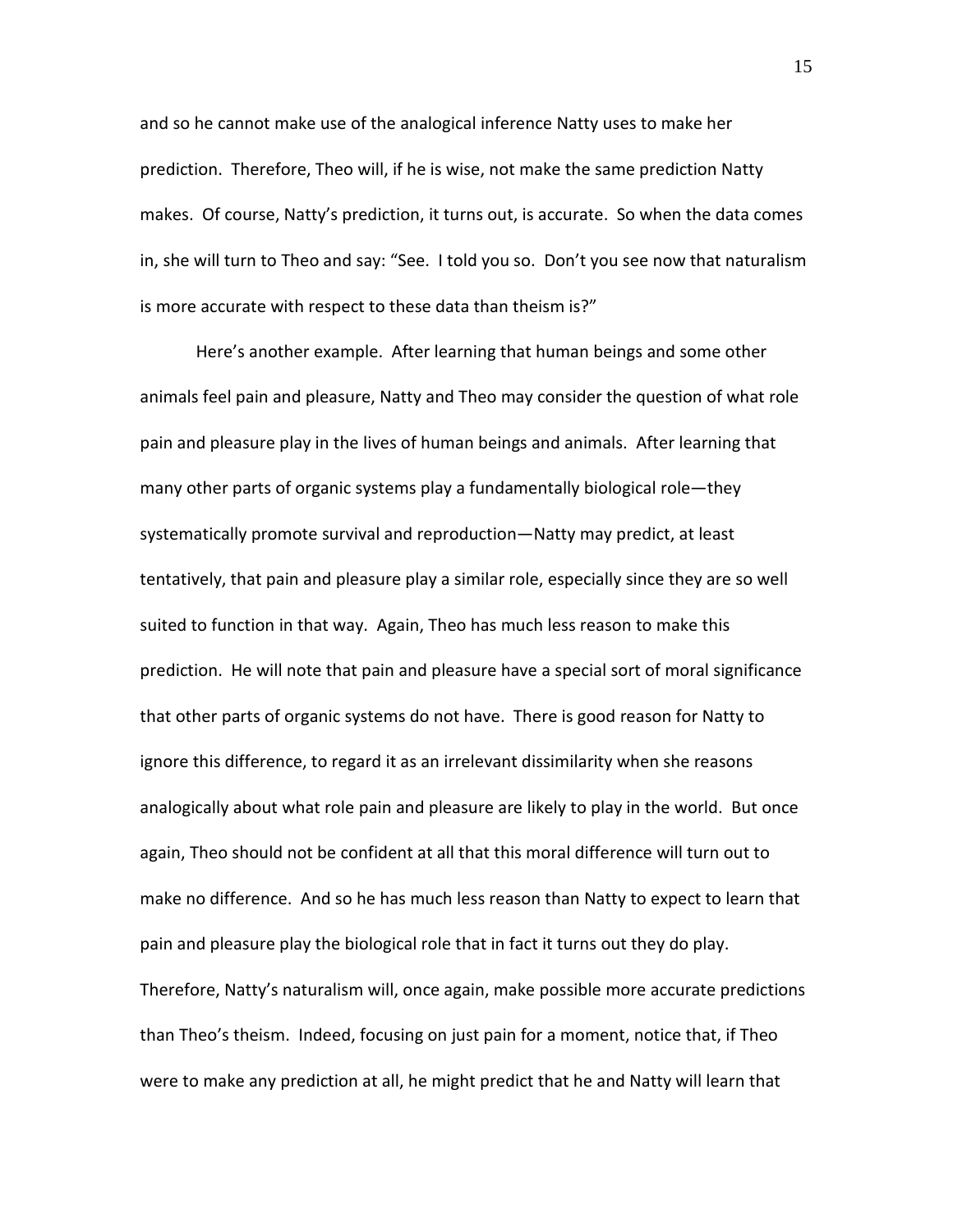and so he cannot make use of the analogical inference Natty uses to make her prediction. Therefore, Theo will, if he is wise, not make the same prediction Natty makes. Of course, Natty's prediction, it turns out, is accurate. So when the data comes in, she will turn to Theo and say: "See. I told you so. Don't you see now that naturalism is more accurate with respect to these data than theism is?"

Here's another example. After learning that human beings and some other animals feel pain and pleasure, Natty and Theo may consider the question of what role pain and pleasure play in the lives of human beings and animals. After learning that many other parts of organic systems play a fundamentally biological role—they systematically promote survival and reproduction—Natty may predict, at least tentatively, that pain and pleasure play a similar role, especially since they are so well suited to function in that way. Again, Theo has much less reason to make this prediction. He will note that pain and pleasure have a special sort of moral significance that other parts of organic systems do not have. There is good reason for Natty to ignore this difference, to regard it as an irrelevant dissimilarity when she reasons analogically about what role pain and pleasure are likely to play in the world. But once again, Theo should not be confident at all that this moral difference will turn out to make no difference. And so he has much less reason than Natty to expect to learn that pain and pleasure play the biological role that in fact it turns out they do play. Therefore, Natty's naturalism will, once again, make possible more accurate predictions than Theo's theism. Indeed, focusing on just pain for a moment, notice that, if Theo were to make any prediction at all, he might predict that he and Natty will learn that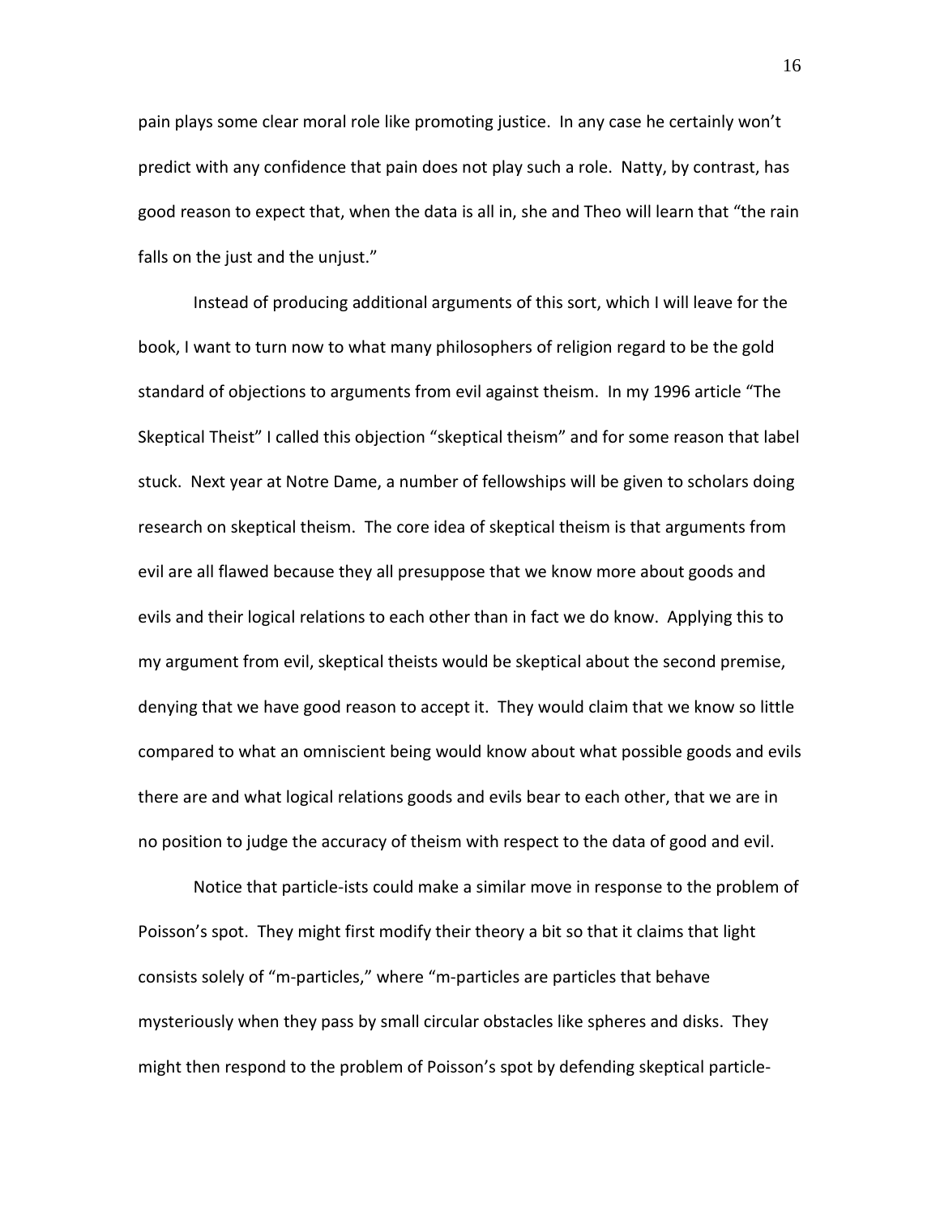pain plays some clear moral role like promoting justice. In any case he certainly won't predict with any confidence that pain does not play such a role. Natty, by contrast, has good reason to expect that, when the data is all in, she and Theo will learn that "the rain falls on the just and the unjust."

Instead of producing additional arguments of this sort, which I will leave for the book, I want to turn now to what many philosophers of religion regard to be the gold standard of objections to arguments from evil against theism. In my 1996 article "The Skeptical Theist" I called this objection "skeptical theism" and for some reason that label stuck. Next year at Notre Dame, a number of fellowships will be given to scholars doing research on skeptical theism. The core idea of skeptical theism is that arguments from evil are all flawed because they all presuppose that we know more about goods and evils and their logical relations to each other than in fact we do know. Applying this to my argument from evil, skeptical theists would be skeptical about the second premise, denying that we have good reason to accept it. They would claim that we know so little compared to what an omniscient being would know about what possible goods and evils there are and what logical relations goods and evils bear to each other, that we are in no position to judge the accuracy of theism with respect to the data of good and evil.

Notice that particle-ists could make a similar move in response to the problem of Poisson's spot. They might first modify their theory a bit so that it claims that light consists solely of "m-particles," where "m-particles are particles that behave mysteriously when they pass by small circular obstacles like spheres and disks. They might then respond to the problem of Poisson's spot by defending skeptical particle-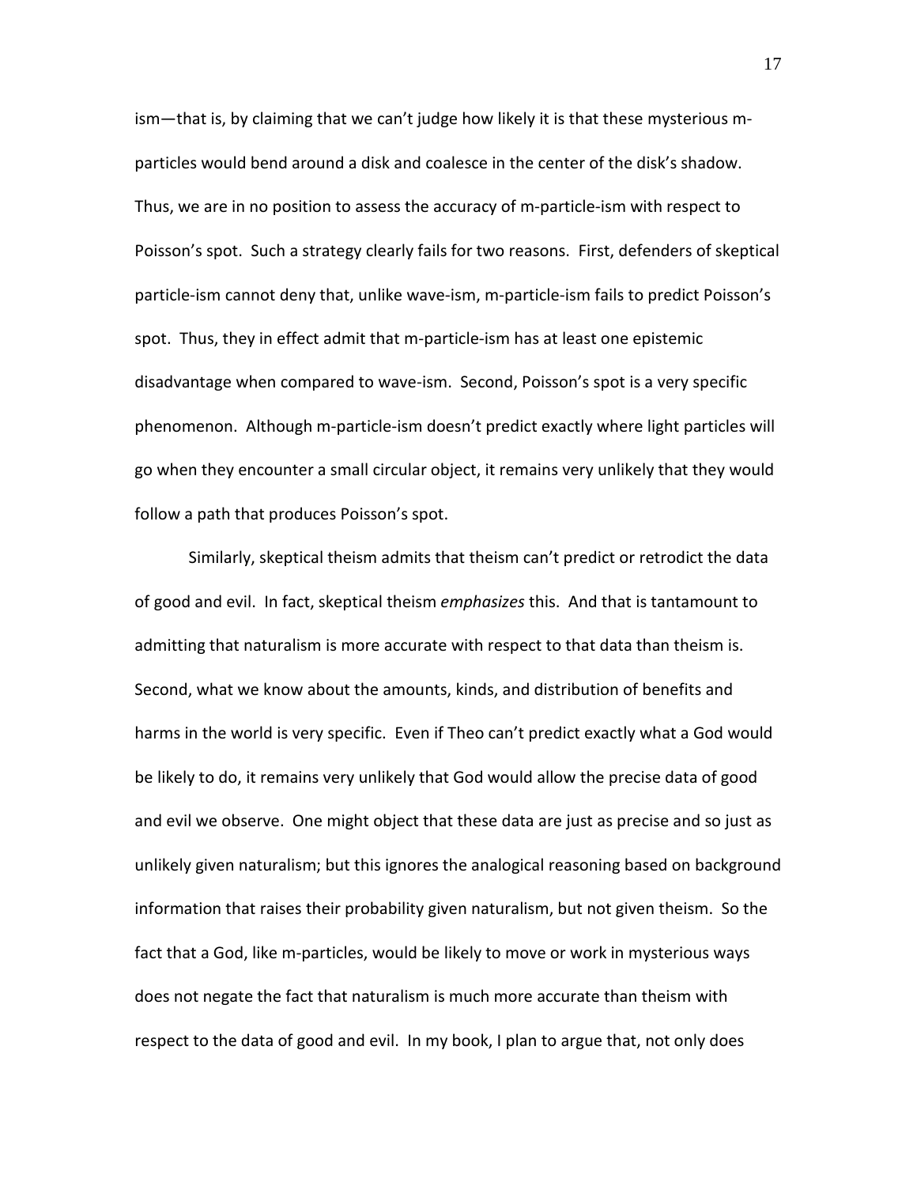ism—that is, by claiming that we can't judge how likely it is that these mysterious m-particles would bend around a disk and coalesce in the center of the disk's shadow. Thus, we are in no position to assess the accuracy of m-particle-ism with respect to Poisson's spot. Such a strategy clearly fails for two reasons. First, defenders of skeptical particle-ism cannot deny that, unlike wave-ism, m-particle-ism fails to predict Poisson's spot. Thus, they in effect admit that m-particle-ism has at least one epistemic disadvantage when compared to wave-ism. Second, Poisson's spot is a very specific phenomenon. Although m-particle-ism doesn't predict exactly where light particles will go when they encounter a small circular object, it remains very unlikely that they would follow a path that produces Poisson's spot.

Similarly, skeptical theism admits that theism can't predict or retrodict the data of good and evil. In fact, skeptical theism *emphasizes* this. And that is tantamount to admitting that naturalism is more accurate with respect to that data than theism is. Second, what we know about the amounts, kinds, and distribution of benefits and harms in the world is very specific. Even if Theo can't predict exactly what a God would be likely to do, it remains very unlikely that God would allow the precise data of good and evil we observe. One might object that these data are just as precise and so just as unlikely given naturalism; but this ignores the analogical reasoning based on background information that raises their probability given naturalism, but not given theism. So the fact that a God, like m-particles, would be likely to move or work in mysterious ways does not negate the fact that naturalism is much more accurate than theism with respect to the data of good and evil. In my book, I plan to argue that, not only does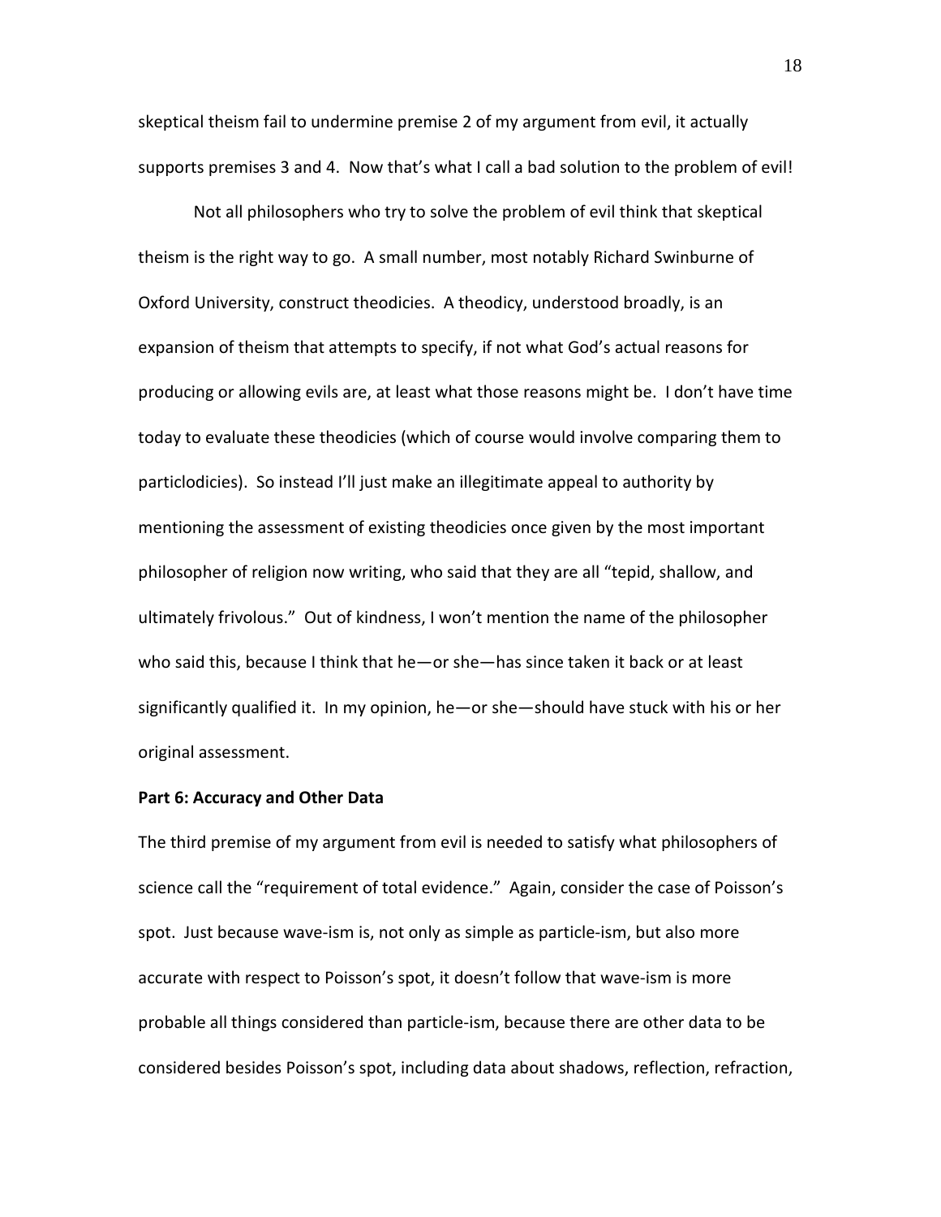skeptical theism fail to undermine premise 2 of my argument from evil, it actually supports premises 3 and 4. Now that's what I call a bad solution to the problem of evil!

Not all philosophers who try to solve the problem of evil think that skeptical theism is the right way to go. A small number, most notably Richard Swinburne of Oxford University, construct theodicies. A theodicy, understood broadly, is an expansion of theism that attempts to specify, if not what God's actual reasons for producing or allowing evils are, at least what those reasons might be. I don't have time today to evaluate these theodicies (which of course would involve comparing them to particlodicies). So instead I'll just make an illegitimate appeal to authority by mentioning the assessment of existing theodicies once given by the most important philosopher of religion now writing, who said that they are all "tepid, shallow, and ultimately frivolous." Out of kindness, I won't mention the name of the philosopher who said this, because I think that he—or she—has since taken it back or at least significantly qualified it. In my opinion, he—or she—should have stuck with his or her original assessment.

**Part 6: Accuracy and Other Data**

The third premise of my argument from evil is needed to satisfy what philosophers of science call the "requirement of total evidence." Again, consider the case of Poisson's spot. Just because wave-ism is, not only as simple as particle-ism, but also more accurate with respect to Poisson's spot, it doesn't follow that wave-ism is more probable all things considered than particle-ism, because there are other data to be considered besides Poisson's spot, including data about shadows, reflection, refraction,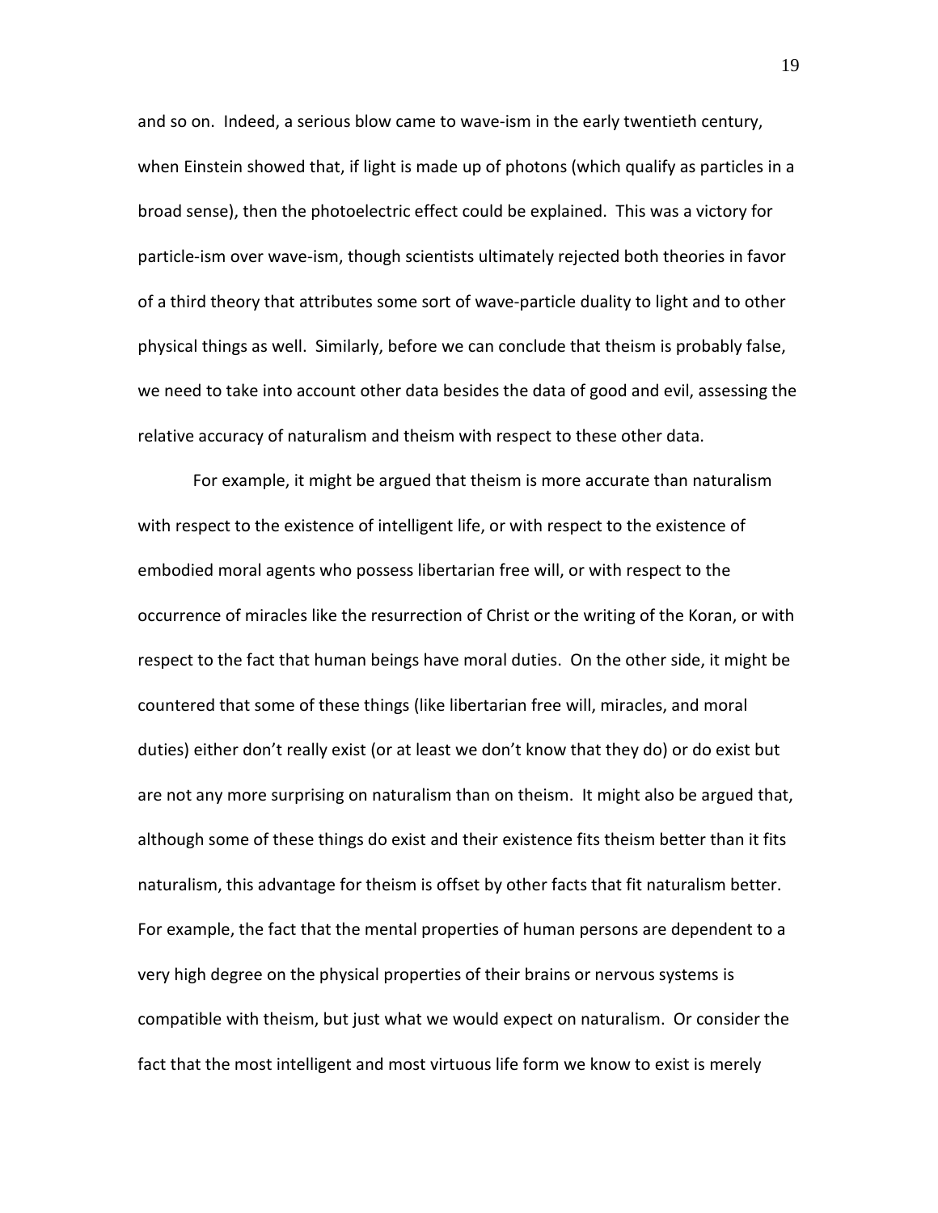and so on. Indeed, a serious blow came to wave-ism in the early twentieth century, when Einstein showed that, if light is made up of photons (which qualify as particles in a broad sense), then the photoelectric effect could be explained. This was a victory for particle-ism over wave-ism, though scientists ultimately rejected both theories in favor of a third theory that attributes some sort of wave-particle duality to light and to other physical things as well. Similarly, before we can conclude that theism is probably false, we need to take into account other data besides the data of good and evil, assessing the relative accuracy of naturalism and theism with respect to these other data.

For example, it might be argued that theism is more accurate than naturalism with respect to the existence of intelligent life, or with respect to the existence of embodied moral agents who possess libertarian free will, or with respect to the occurrence of miracles like the resurrection of Christ or the writing of the Koran, or with respect to the fact that human beings have moral duties. On the other side, it might be countered that some of these things (like libertarian free will, miracles, and moral duties) either don't really exist (or at least we don't know that they do) or do exist but are not any more surprising on naturalism than on theism. It might also be argued that, although some of these things do exist and their existence fits theism better than it fits naturalism, this advantage for theism is offset by other facts that fit naturalism better. For example, the fact that the mental properties of human persons are dependent to a very high degree on the physical properties of their brains or nervous systems is compatible with theism, but just what we would expect on naturalism. Or consider the fact that the most intelligent and most virtuous life form we know to exist is merely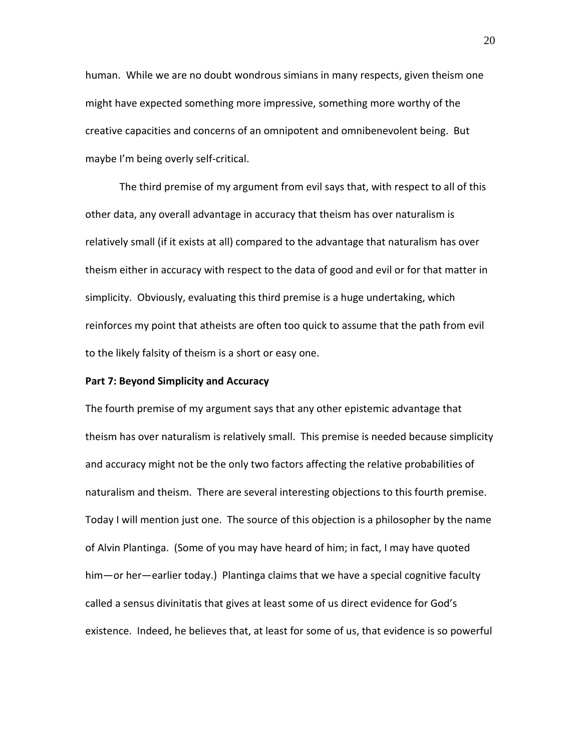human. While we are no doubt wondrous simians in many respects, given theism one might have expected something more impressive, something more worthy of the creative capacities and concerns of an omnipotent and omnibenevolent being. But maybe I'm being overly self-critical.

The third premise of my argument from evil says that, with respect to all of this other data, any overall advantage in accuracy that theism has over naturalism is relatively small (if it exists at all) compared to the advantage that naturalism has over theism either in accuracy with respect to the data of good and evil or for that matter in simplicity. Obviously, evaluating this third premise is a huge undertaking, which reinforces my point that atheists are often too quick to assume that the path from evil to the likely falsity of theism is a short or easy one.

**Part 7: Beyond Simplicity and Accuracy**

The fourth premise of my argument says that any other epistemic advantage that theism has over naturalism is relatively small. This premise is needed because simplicity and accuracy might not be the only two factors affecting the relative probabilities of naturalism and theism. There are several interesting objections to this fourth premise. Today I will mention just one. The source of this objection is a philosopher by the name of Alvin Plantinga. (Some of you may have heard of him; in fact, I may have quoted him—or her—earlier today.) Plantinga claims that we have a special cognitive faculty called a sensus divinitatis that gives at least some of us direct evidence for God's existence. Indeed, he believes that, at least for some of us, that evidence is so powerful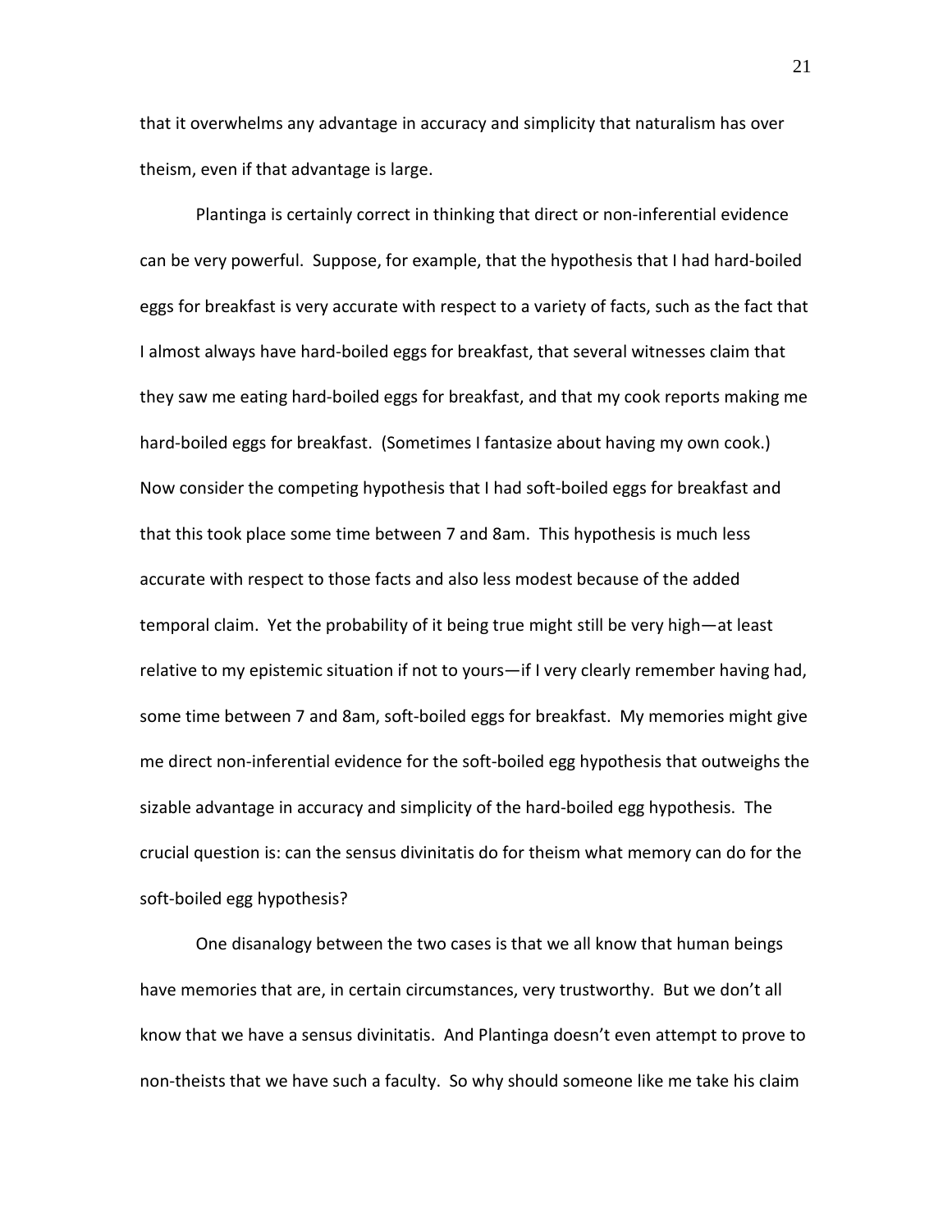that it overwhelms any advantage in accuracy and simplicity that naturalism has over theism, even if that advantage is large.

Plantinga is certainly correct in thinking that direct or non-inferential evidence can be very powerful. Suppose, for example, that the hypothesis that I had hard-boiled eggs for breakfast is very accurate with respect to a variety of facts, such as the fact that I almost always have hard-boiled eggs for breakfast, that several witnesses claim that they saw me eating hard-boiled eggs for breakfast, and that my cook reports making me hard-boiled eggs for breakfast. (Sometimes I fantasize about having my own cook.) Now consider the competing hypothesis that I had soft-boiled eggs for breakfast and that this took place some time between 7 and 8am. This hypothesis is much less accurate with respect to those facts and also less modest because of the added temporal claim. Yet the probability of it being true might still be very high—at least relative to my epistemic situation if not to yours—if I very clearly remember having had, some time between 7 and 8am, soft-boiled eggs for breakfast. My memories might give me direct non-inferential evidence for the soft-boiled egg hypothesis that outweighs the sizable advantage in accuracy and simplicity of the hard-boiled egg hypothesis. The crucial question is: can the sensus divinitatis do for theism what memory can do for the soft-boiled egg hypothesis?

One disanalogy between the two cases is that we all know that human beings have memories that are, in certain circumstances, very trustworthy. But we don't all know that we have a sensus divinitatis. And Plantinga doesn't even attempt to prove to non-theists that we have such a faculty. So why should someone like me take his claim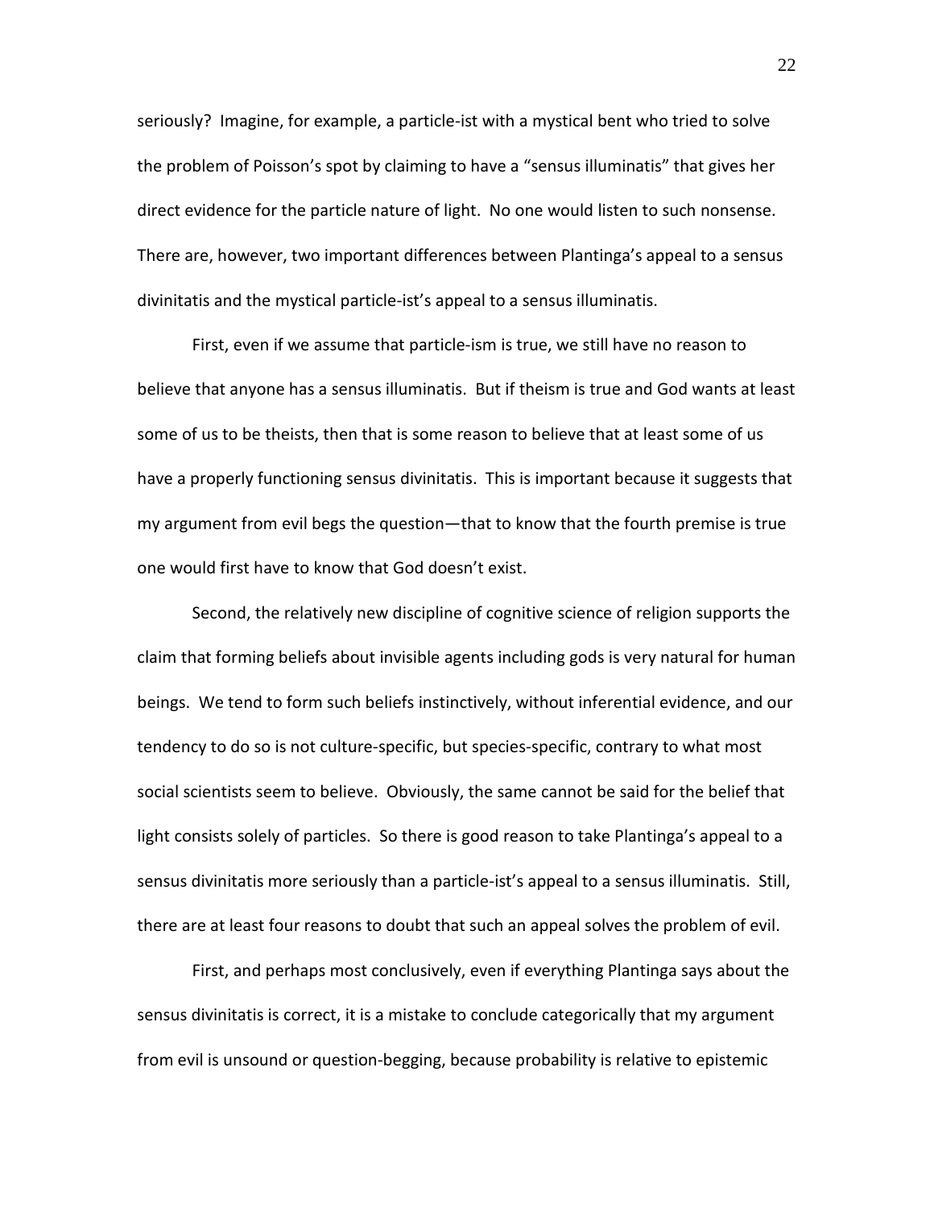seriously? Imagine, for example, a particle-ist with a mystical bent who tried to solve the problem of Poisson's spot by claiming to have a "sensus illuminatis" that gives her direct evidence for the particle nature of light. No one would listen to such nonsense. There are, however, two important differences between Plantinga's appeal to a sensus divinitatis and the mystical particle-ist's appeal to a sensus illuminatis.

First, even if we assume that particle-ism is true, we still have no reason to believe that anyone has a sensus illuminatis. But if theism is true and God wants at least some of us to be theists, then that is some reason to believe that at least some of us have a properly functioning sensus divinitatis. This is important because it suggests that my argument from evil begs the question—that to know that the fourth premise is true one would first have to know that God doesn't exist.

Second, the relatively new discipline of cognitive science of religion supports the claim that forming beliefs about invisible agents including gods is very natural for human beings. We tend to form such beliefs instinctively, without inferential evidence, and our tendency to do so is not culture-specific, but species-specific, contrary to what most social scientists seem to believe. Obviously, the same cannot be said for the belief that light consists solely of particles. So there is good reason to take Plantinga's appeal to a sensus divinitatis more seriously than a particle-ist's appeal to a sensus illuminatis. Still, there are at least four reasons to doubt that such an appeal solves the problem of evil.

First, and perhaps most conclusively, even if everything Plantinga says about the sensus divinitatis is correct, it is a mistake to conclude categorically that my argument from evil is unsound or question-begging, because probability is relative to epistemic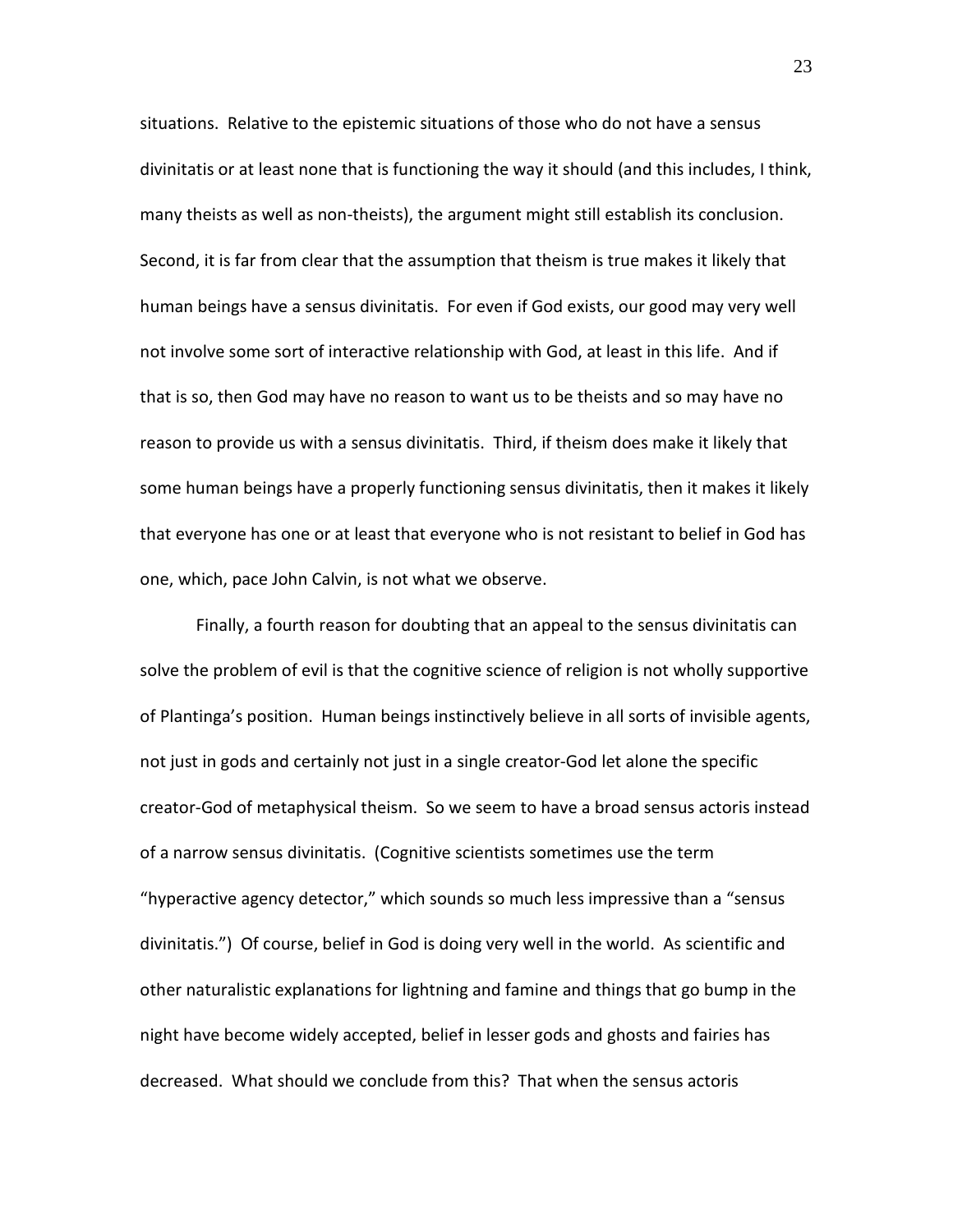situations. Relative to the epistemic situations of those who do not have a sensus divinitatis or at least none that is functioning the way it should (and this includes, I think, many theists as well as non-theists), the argument might still establish its conclusion. Second, it is far from clear that the assumption that theism is true makes it likely that human beings have a sensus divinitatis. For even if God exists, our good may very well not involve some sort of interactive relationship with God, at least in this life. And if that is so, then God may have no reason to want us to be theists and so may have no reason to provide us with a sensus divinitatis. Third, if theism does make it likely that some human beings have a properly functioning sensus divinitatis, then it makes it likely that everyone has one or at least that everyone who is not resistant to belief in God has one, which, pace John Calvin, is not what we observe.

Finally, a fourth reason for doubting that an appeal to the sensus divinitatis can solve the problem of evil is that the cognitive science of religion is not wholly supportive of Plantinga's position. Human beings instinctively believe in all sorts of invisible agents, not just in gods and certainly not just in a single creator-God let alone the specific creator-God of metaphysical theism. So we seem to have a broad sensus actoris instead of a narrow sensus divinitatis. (Cognitive scientists sometimes use the term "hyperactive agency detector," which sounds so much less impressive than a "sensus divinitatis.") Of course, belief in God is doing very well in the world. As scientific and other naturalistic explanations for lightning and famine and things that go bump in the night have become widely accepted, belief in lesser gods and ghosts and fairies has decreased. What should we conclude from this? That when the sensus actoris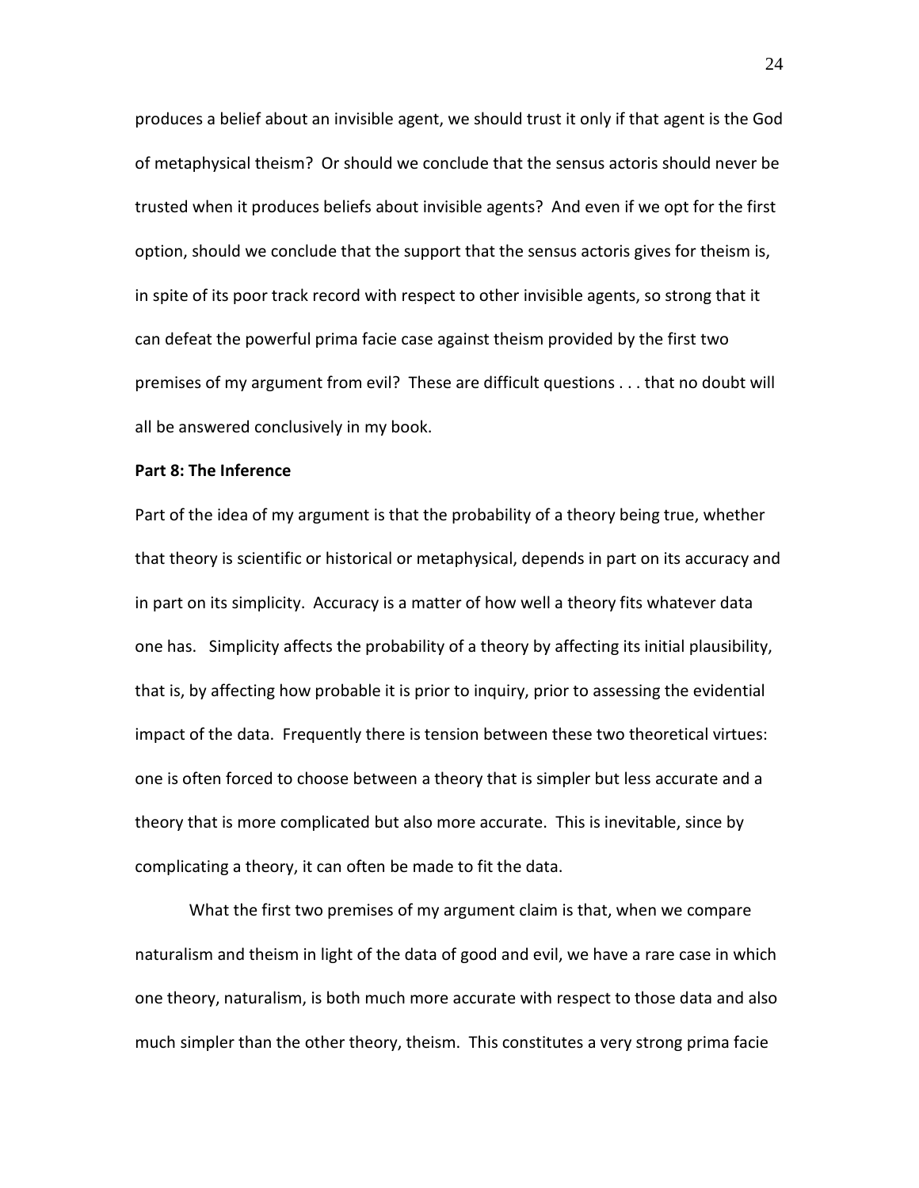produces a belief about an invisible agent, we should trust it only if that agent is the God of metaphysical theism? Or should we conclude that the sensus actoris should never be trusted when it produces beliefs about invisible agents? And even if we opt for the first option, should we conclude that the support that the sensus actoris gives for theism is, in spite of its poor track record with respect to other invisible agents, so strong that it can defeat the powerful prima facie case against theism provided by the first two premises of my argument from evil? These are difficult questions . . . that no doubt will all be answered conclusively in my book.

**Part 8: The Inference**

Part of the idea of my argument is that the probability of a theory being true, whether that theory is scientific or historical or metaphysical, depends in part on its accuracy and in part on its simplicity. Accuracy is a matter of how well a theory fits whatever data one has. Simplicity affects the probability of a theory by affecting its initial plausibility, that is, by affecting how probable it is prior to inquiry, prior to assessing the evidential impact of the data. Frequently there is tension between these two theoretical virtues: one is often forced to choose between a theory that is simpler but less accurate and a theory that is more complicated but also more accurate. This is inevitable, since by complicating a theory, it can often be made to fit the data.

What the first two premises of my argument claim is that, when we compare naturalism and theism in light of the data of good and evil, we have a rare case in which one theory, naturalism, is both much more accurate with respect to those data and also much simpler than the other theory, theism. This constitutes a very strong prima facie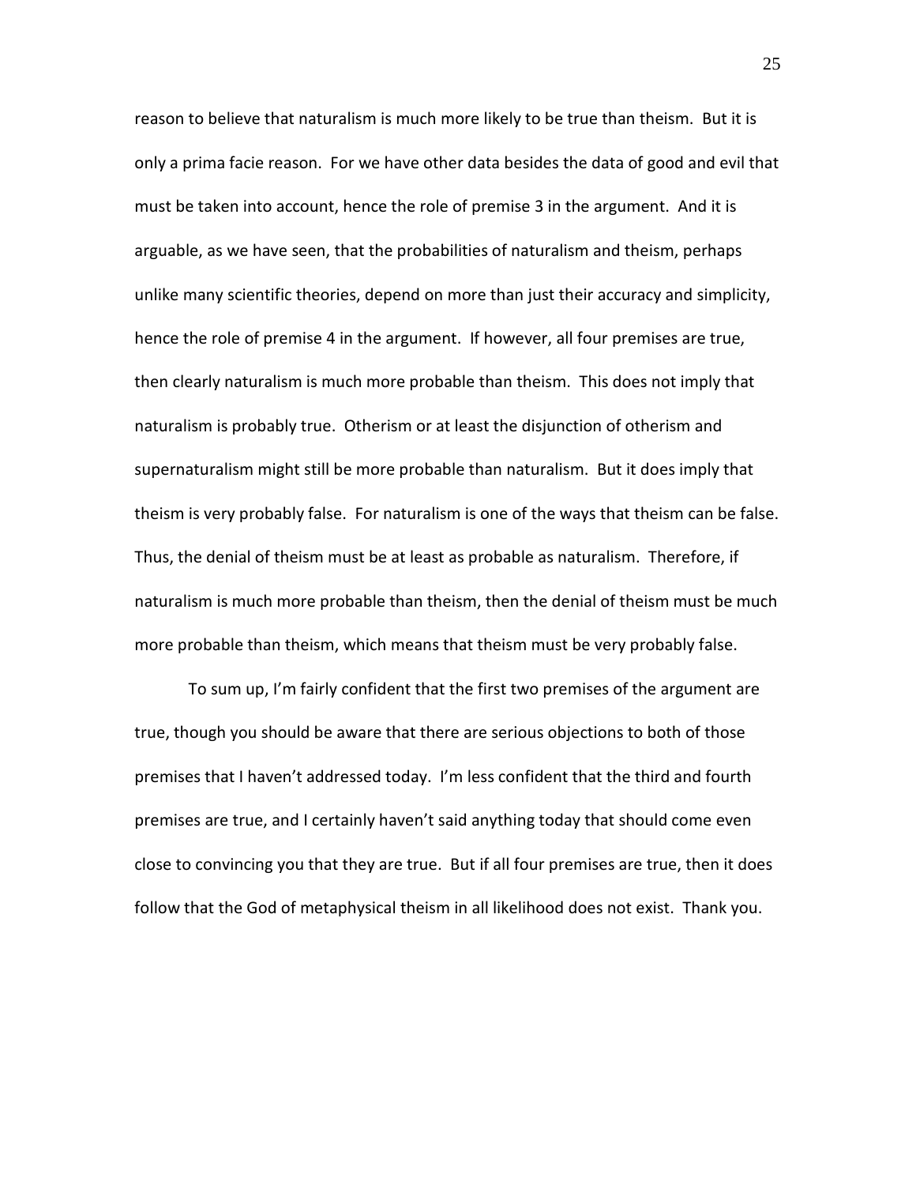reason to believe that naturalism is much more likely to be true than theism. But it is only a prima facie reason. For we have other data besides the data of good and evil that must be taken into account, hence the role of premise 3 in the argument. And it is arguable, as we have seen, that the probabilities of naturalism and theism, perhaps unlike many scientific theories, depend on more than just their accuracy and simplicity, hence the role of premise 4 in the argument. If however, all four premises are true, then clearly naturalism is much more probable than theism. This does not imply that naturalism is probably true. Otherism or at least the disjunction of otherism and supernaturalism might still be more probable than naturalism. But it does imply that theism is very probably false. For naturalism is one of the ways that theism can be false. Thus, the denial of theism must be at least as probable as naturalism. Therefore, if naturalism is much more probable than theism, then the denial of theism must be much more probable than theism, which means that theism must be very probably false.

To sum up, I'm fairly confident that the first two premises of the argument are true, though you should be aware that there are serious objections to both of those premises that I haven't addressed today. I'm less confident that the third and fourth premises are true, and I certainly haven't said anything today that should come even close to convincing you that they are true. But if all four premises are true, then it does follow that the God of metaphysical theism in all likelihood does not exist. Thank you.